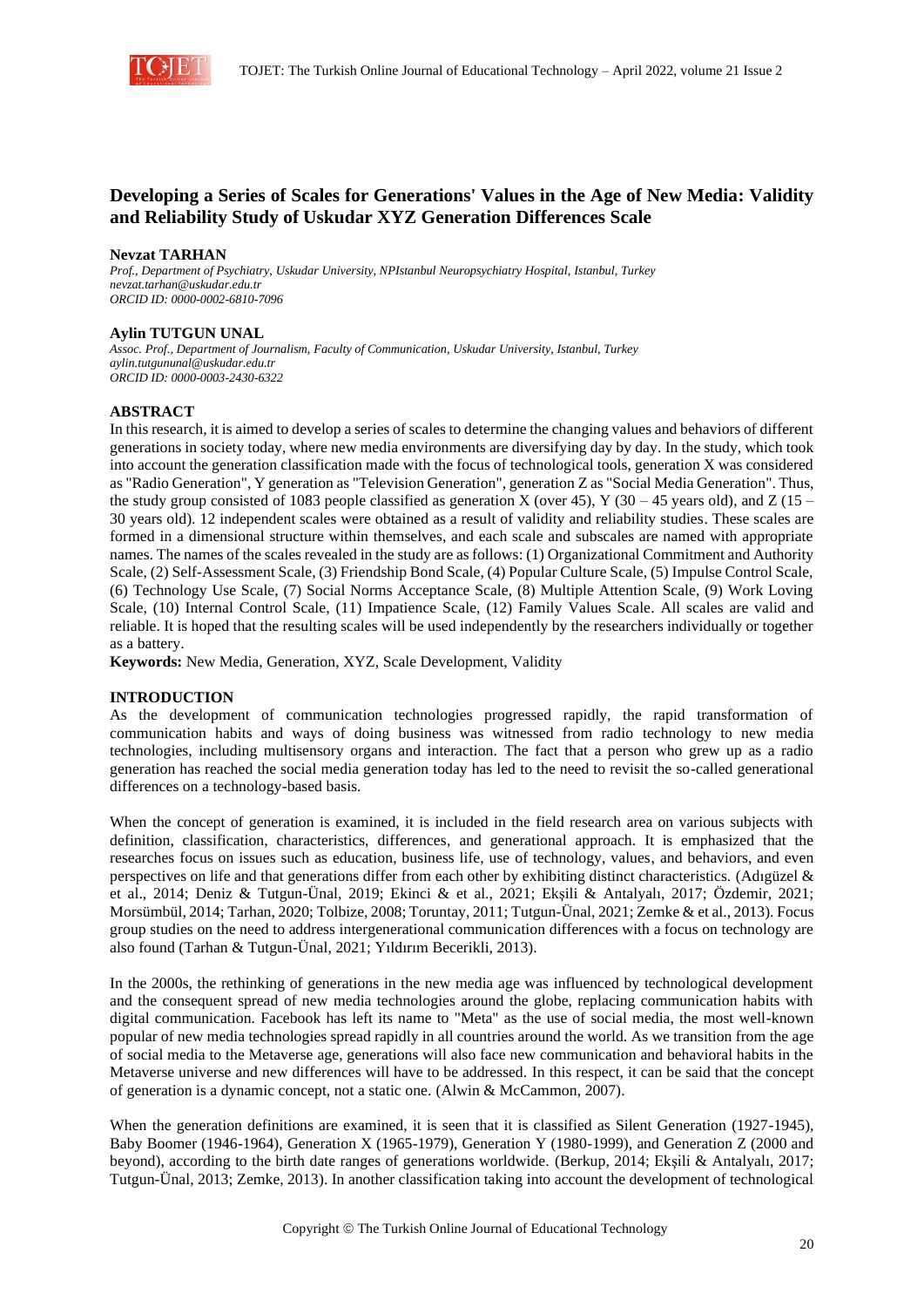# Developing a Series of Scales for Generations' Values in the Age of New Media: Validity and Reliability Study of Uskudar XYZ Generation Differences Scale

**Nevzat TARHAN**
*Prof., Department of Psychiatry, Uskudar University, NPIstanbul Neuropsychiatry Hospital, Istanbul, Turkey*
*nevzat.tarhan@uskudar.edu.tr*
*ORCID ID: 0000-0002-6810-7096*

**Aylin TUTGUN UNAL**
*Assoc. Prof., Department of Journalism, Faculty of Communication, Uskudar University, Istanbul, Turkey*
*aylin.tutgununal@uskudar.edu.tr*
*ORCID ID: 0000-0003-2430-6322*

## ABSTRACT

In this research, it is aimed to develop a series of scales to determine the changing values and behaviors of different generations in society today, where new media environments are diversifying day by day. In the study, which took into account the generation classification made with the focus of technological tools, generation X was considered as "Radio Generation", Y generation as "Television Generation", generation Z as "Social Media Generation". Thus, the study group consisted of 1083 people classified as generation X (over 45), Y (30 – 45 years old), and Z (15 – 30 years old). 12 independent scales were obtained as a result of validity and reliability studies. These scales are formed in a dimensional structure within themselves, and each scale and subscales are named with appropriate names. The names of the scales revealed in the study are as follows: (1) Organizational Commitment and Authority Scale, (2) Self-Assessment Scale, (3) Friendship Bond Scale, (4) Popular Culture Scale, (5) Impulse Control Scale, (6) Technology Use Scale, (7) Social Norms Acceptance Scale, (8) Multiple Attention Scale, (9) Work Loving Scale, (10) Internal Control Scale, (11) Impatience Scale, (12) Family Values Scale. All scales are valid and reliable. It is hoped that the resulting scales will be used independently by the researchers individually or together as a battery.

**Keywords:** New Media, Generation, XYZ, Scale Development, Validity

## INTRODUCTION

As the development of communication technologies progressed rapidly, the rapid transformation of communication habits and ways of doing business was witnessed from radio technology to new media technologies, including multisensory organs and interaction. The fact that a person who grew up as a radio generation has reached the social media generation today has led to the need to revisit the so-called generational differences on a technology-based basis.

When the concept of generation is examined, it is included in the field research area on various subjects with definition, classification, characteristics, differences, and generational approach. It is emphasized that the researches focus on issues such as education, business life, use of technology, values, and behaviors, and even perspectives on life and that generations differ from each other by exhibiting distinct characteristics. (Adıgüzel & et al., 2014; Deniz & Tutgun-Ünal, 2019; Ekinci & et al., 2021; Ekşili & Antalyalı, 2017; Özdemir, 2021; Morsümbül, 2014; Tarhan, 2020; Tolbize, 2008; Toruntay, 2011; Tutgun-Ünal, 2021; Zemke & et al., 2013). Focus group studies on the need to address intergenerational communication differences with a focus on technology are also found (Tarhan & Tutgun-Ünal, 2021; Yıldırım Becerikli, 2013).

In the 2000s, the rethinking of generations in the new media age was influenced by technological development and the consequent spread of new media technologies around the globe, replacing communication habits with digital communication. Facebook has left its name to "Meta" as the use of social media, the most well-known popular of new media technologies spread rapidly in all countries around the world. As we transition from the age of social media to the Metaverse age, generations will also face new communication and behavioral habits in the Metaverse universe and new differences will have to be addressed. In this respect, it can be said that the concept of generation is a dynamic concept, not a static one. (Alwin & McCammon, 2007).

When the generation definitions are examined, it is seen that it is classified as Silent Generation (1927-1945), Baby Boomer (1946-1964), Generation X (1965-1979), Generation Y (1980-1999), and Generation Z (2000 and beyond), according to the birth date ranges of generations worldwide. (Berkup, 2014; Ekşili & Antalyalı, 2017; Tutgun-Ünal, 2013; Zemke, 2013). In another classification taking into account the development of technological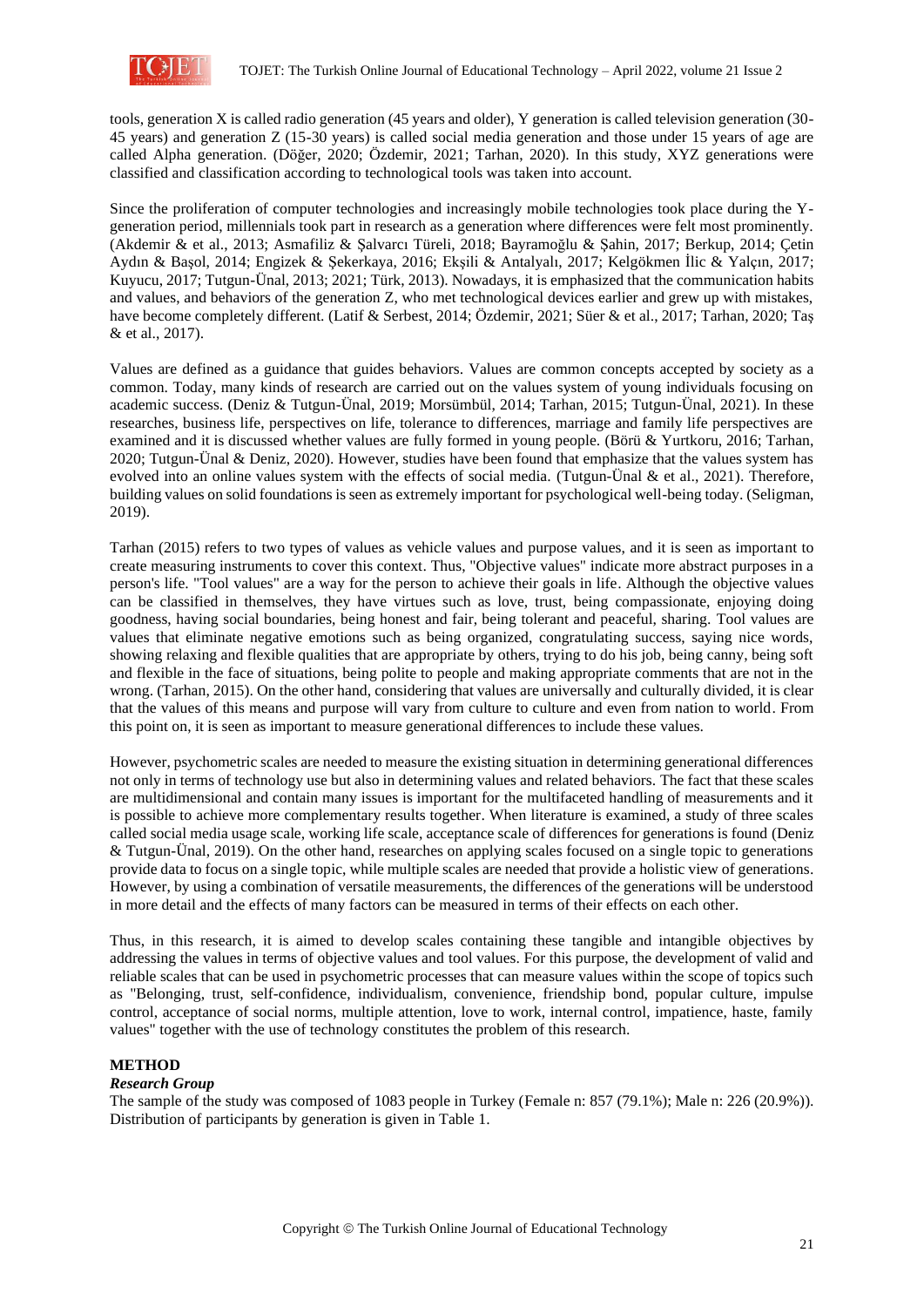tools, generation X is called radio generation (45 years and older), Y generation is called television generation (30-45 years) and generation Z (15-30 years) is called social media generation and those under 15 years of age are called Alpha generation. (Döğer, 2020; Özdemir, 2021; Tarhan, 2020). In this study, XYZ generations were classified and classification according to technological tools was taken into account.

Since the proliferation of computer technologies and increasingly mobile technologies took place during the Y-generation period, millennials took part in research as a generation where differences were felt most prominently. (Akdemir & et al., 2013; Asmafiliz & Şalvarcı Türeli, 2018; Bayramoğlu & Şahin, 2017; Berkup, 2014; Çetin Aydın & Başol, 2014; Engizek & Şekerkaya, 2016; Ekşili & Antalyalı, 2017; Kelgökmen İlic & Yalçın, 2017; Kuyucu, 2017; Tutgun-Ünal, 2013; 2021; Türk, 2013). Nowadays, it is emphasized that the communication habits and values, and behaviors of the generation Z, who met technological devices earlier and grew up with mistakes, have become completely different. (Latif & Serbest, 2014; Özdemir, 2021; Süer & et al., 2017; Tarhan, 2020; Taş & et al., 2017).

Values are defined as a guidance that guides behaviors. Values are common concepts accepted by society as a common. Today, many kinds of research are carried out on the values system of young individuals focusing on academic success. (Deniz & Tutgun-Ünal, 2019; Morsümbül, 2014; Tarhan, 2015; Tutgun-Ünal, 2021). In these researches, business life, perspectives on life, tolerance to differences, marriage and family life perspectives are examined and it is discussed whether values are fully formed in young people. (Börü & Yurtkoru, 2016; Tarhan, 2020; Tutgun-Ünal & Deniz, 2020). However, studies have been found that emphasize that the values system has evolved into an online values system with the effects of social media. (Tutgun-Ünal & et al., 2021). Therefore, building values on solid foundations is seen as extremely important for psychological well-being today. (Seligman, 2019).

Tarhan (2015) refers to two types of values as vehicle values and purpose values, and it is seen as important to create measuring instruments to cover this context. Thus, "Objective values" indicate more abstract purposes in a person's life. "Tool values" are a way for the person to achieve their goals in life. Although the objective values can be classified in themselves, they have virtues such as love, trust, being compassionate, enjoying doing goodness, having social boundaries, being honest and fair, being tolerant and peaceful, sharing. Tool values are values that eliminate negative emotions such as being organized, congratulating success, saying nice words, showing relaxing and flexible qualities that are appropriate by others, trying to do his job, being canny, being soft and flexible in the face of situations, being polite to people and making appropriate comments that are not in the wrong. (Tarhan, 2015). On the other hand, considering that values are universally and culturally divided, it is clear that the values of this means and purpose will vary from culture to culture and even from nation to world. From this point on, it is seen as important to measure generational differences to include these values.

However, psychometric scales are needed to measure the existing situation in determining generational differences not only in terms of technology use but also in determining values and related behaviors. The fact that these scales are multidimensional and contain many issues is important for the multifaceted handling of measurements and it is possible to achieve more complementary results together. When literature is examined, a study of three scales called social media usage scale, working life scale, acceptance scale of differences for generations is found (Deniz & Tutgun-Ünal, 2019). On the other hand, researches on applying scales focused on a single topic to generations provide data to focus on a single topic, while multiple scales are needed that provide a holistic view of generations. However, by using a combination of versatile measurements, the differences of the generations will be understood in more detail and the effects of many factors can be measured in terms of their effects on each other.

Thus, in this research, it is aimed to develop scales containing these tangible and intangible objectives by addressing the values in terms of objective values and tool values. For this purpose, the development of valid and reliable scales that can be used in psychometric processes that can measure values within the scope of topics such as "Belonging, trust, self-confidence, individualism, convenience, friendship bond, popular culture, impulse control, acceptance of social norms, multiple attention, love to work, internal control, impatience, haste, family values" together with the use of technology constitutes the problem of this research.

## METHOD

### *Research Group*

The sample of the study was composed of 1083 people in Turkey (Female n: 857 (79.1%); Male n: 226 (20.9%)). Distribution of participants by generation is given in Table 1.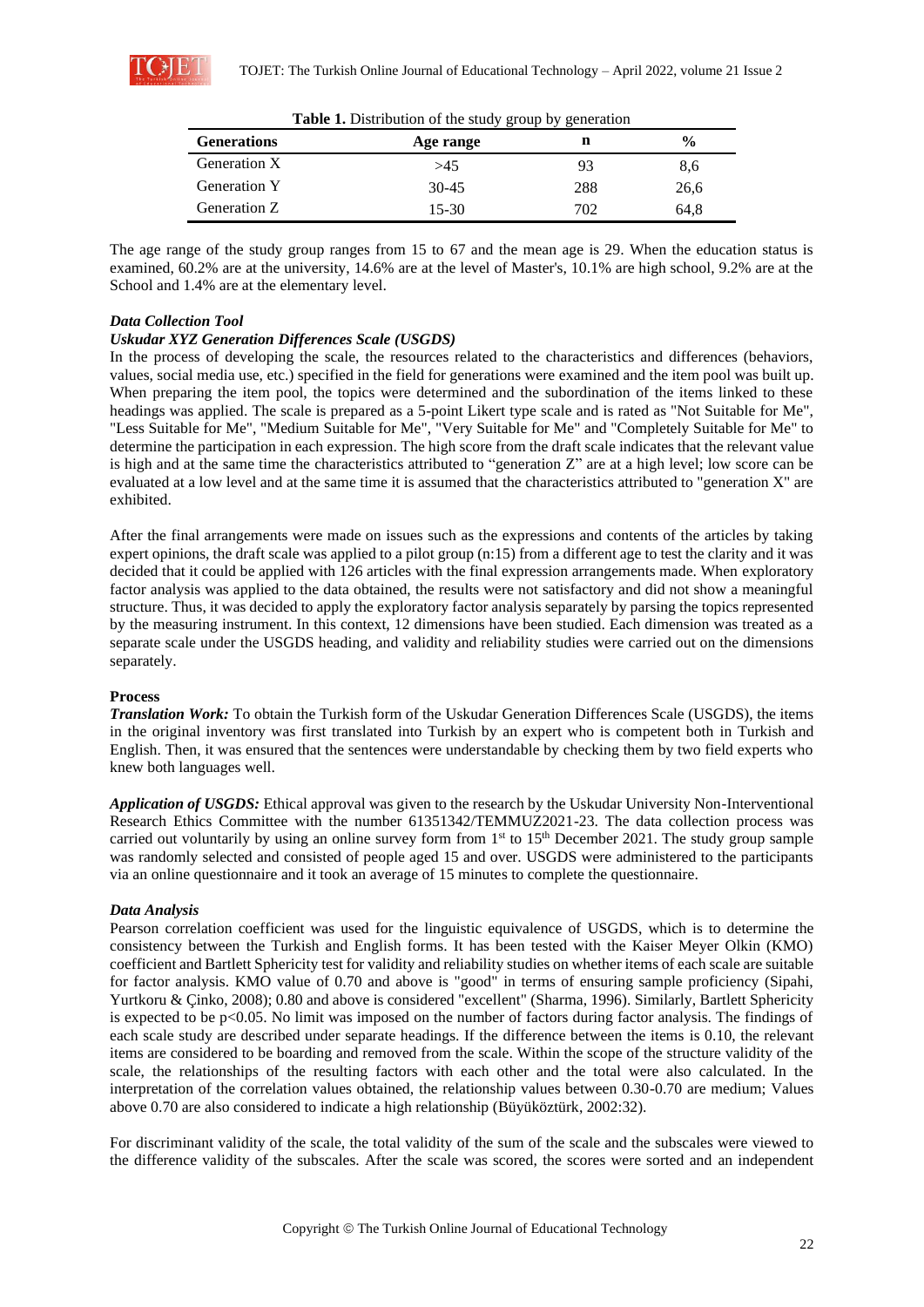**Table 1.** Distribution of the study group by generation

| Generations | Age range | n | % |
|---|---|---|---|
| Generation X | >45 | 93 | 8,6 |
| Generation Y | 30-45 | 288 | 26,6 |
| Generation Z | 15-30 | 702 | 64,8 |

The age range of the study group ranges from 15 to 67 and the mean age is 29. When the education status is examined, 60.2% are at the university, 14.6% are at the level of Master's, 10.1% are high school, 9.2% are at the School and 1.4% are at the elementary level.

### *Data Collection Tool*

### *Uskudar XYZ Generation Differences Scale (USGDS)*

In the process of developing the scale, the resources related to the characteristics and differences (behaviors, values, social media use, etc.) specified in the field for generations were examined and the item pool was built up. When preparing the item pool, the topics were determined and the subordination of the items linked to these headings was applied. The scale is prepared as a 5-point Likert type scale and is rated as "Not Suitable for Me", "Less Suitable for Me", "Medium Suitable for Me", "Very Suitable for Me" and "Completely Suitable for Me" to determine the participation in each expression. The high score from the draft scale indicates that the relevant value is high and at the same time the characteristics attributed to "generation Z" are at a high level; low score can be evaluated at a low level and at the same time it is assumed that the characteristics attributed to "generation X" are exhibited.

After the final arrangements were made on issues such as the expressions and contents of the articles by taking expert opinions, the draft scale was applied to a pilot group (n:15) from a different age to test the clarity and it was decided that it could be applied with 126 articles with the final expression arrangements made. When exploratory factor analysis was applied to the data obtained, the results were not satisfactory and did not show a meaningful structure. Thus, it was decided to apply the exploratory factor analysis separately by parsing the topics represented by the measuring instrument. In this context, 12 dimensions have been studied. Each dimension was treated as a separate scale under the USGDS heading, and validity and reliability studies were carried out on the dimensions separately.

### **Process**

***Translation Work:*** To obtain the Turkish form of the Uskudar Generation Differences Scale (USGDS), the items in the original inventory was first translated into Turkish by an expert who is competent both in Turkish and English. Then, it was ensured that the sentences were understandable by checking them by two field experts who knew both languages well.

***Application of USGDS:*** Ethical approval was given to the research by the Uskudar University Non-Interventional Research Ethics Committee with the number 61351342/TEMMUZ2021-23. The data collection process was carried out voluntarily by using an online survey form from 1st to 15th December 2021. The study group sample was randomly selected and consisted of people aged 15 and over. USGDS were administered to the participants via an online questionnaire and it took an average of 15 minutes to complete the questionnaire.

### *Data Analysis*

Pearson correlation coefficient was used for the linguistic equivalence of USGDS, which is to determine the consistency between the Turkish and English forms. It has been tested with the Kaiser Meyer Olkin (KMO) coefficient and Bartlett Sphericity test for validity and reliability studies on whether items of each scale are suitable for factor analysis. KMO value of 0.70 and above is "good" in terms of ensuring sample proficiency (Sipahi, Yurtkoru & Çinko, 2008); 0.80 and above is considered "excellent" (Sharma, 1996). Similarly, Bartlett Sphericity is expected to be $p<0.05$. No limit was imposed on the number of factors during factor analysis. The findings of each scale study are described under separate headings. If the difference between the items is 0.10, the relevant items are considered to be boarding and removed from the scale. Within the scope of the structure validity of the scale, the relationships of the resulting factors with each other and the total were also calculated. In the interpretation of the correlation values obtained, the relationship values between 0.30-0.70 are medium; Values above 0.70 are also considered to indicate a high relationship (Büyüköztürk, 2002:32).

For discriminant validity of the scale, the total validity of the sum of the scale and the subscales were viewed to the difference validity of the subscales. After the scale was scored, the scores were sorted and an independent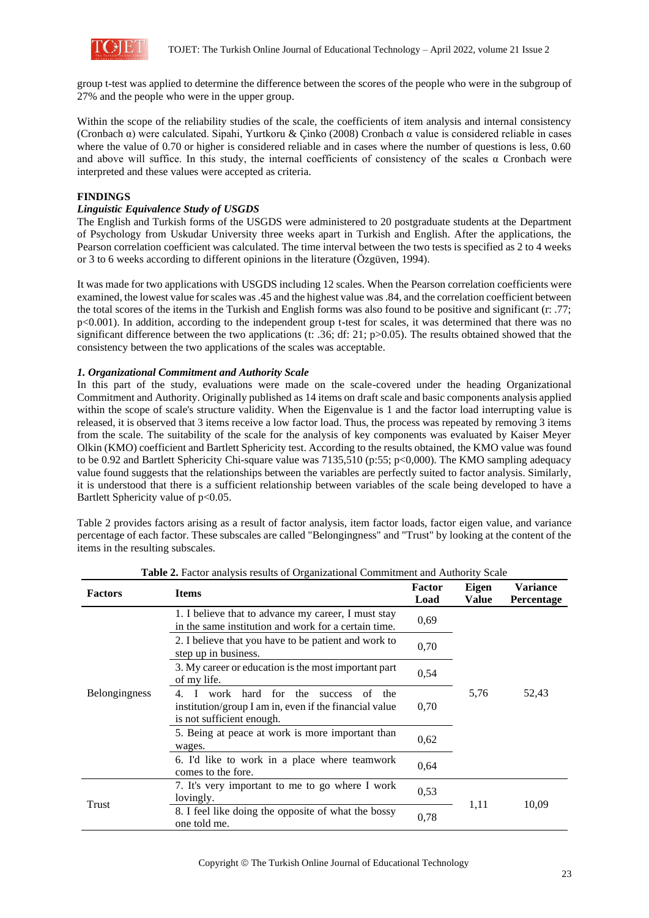group t-test was applied to determine the difference between the scores of the people who were in the subgroup of 27% and the people who were in the upper group.

Within the scope of the reliability studies of the scale, the coefficients of item analysis and internal consistency (Cronbach α) were calculated. Sipahi, Yurtkoru & Çinko (2008) Cronbach α value is considered reliable in cases where the value of 0.70 or higher is considered reliable and in cases where the number of questions is less, 0.60 and above will suffice. In this study, the internal coefficients of consistency of the scales α Cronbach were interpreted and these values were accepted as criteria.

## FINDINGS

### *Linguistic Equivalence Study of USGDS*

The English and Turkish forms of the USGDS were administered to 20 postgraduate students at the Department of Psychology from Uskudar University three weeks apart in Turkish and English. After the applications, the Pearson correlation coefficient was calculated. The time interval between the two tests is specified as 2 to 4 weeks or 3 to 6 weeks according to different opinions in the literature (Özgüven, 1994).

It was made for two applications with USGDS including 12 scales. When the Pearson correlation coefficients were examined, the lowest value for scales was .45 and the highest value was .84, and the correlation coefficient between the total scores of the items in the Turkish and English forms was also found to be positive and significant (r: .77; p<0.001). In addition, according to the independent group t-test for scales, it was determined that there was no significant difference between the two applications (t: .36; df: 21; p>0.05). The results obtained showed that the consistency between the two applications of the scales was acceptable.

### *1. Organizational Commitment and Authority Scale*

In this part of the study, evaluations were made on the scale-covered under the heading Organizational Commitment and Authority. Originally published as 14 items on draft scale and basic components analysis applied within the scope of scale's structure validity. When the Eigenvalue is 1 and the factor load interrupting value is released, it is observed that 3 items receive a low factor load. Thus, the process was repeated by removing 3 items from the scale. The suitability of the scale for the analysis of key components was evaluated by Kaiser Meyer Olkin (KMO) coefficient and Bartlett Sphericity test. According to the results obtained, the KMO value was found to be 0.92 and Bartlett Sphericity Chi-square value was 7135,510 (p:55; p<0,000). The KMO sampling adequacy value found suggests that the relationships between the variables are perfectly suited to factor analysis. Similarly, it is understood that there is a sufficient relationship between variables of the scale being developed to have a Bartlett Sphericity value of p<0.05.

Table 2 provides factors arising as a result of factor analysis, item factor loads, factor eigen value, and variance percentage of each factor. These subscales are called "Belongingness" and "Trust" by looking at the content of the items in the resulting subscales.

**Table 2.** Factor analysis results of Organizational Commitment and Authority Scale

| Factors | Items | Factor Load | Eigen Value | Variance Percentage |
|---|---|---|---|---|
| Belongingness | 1. I believe that to advance my career, I must stay in the same institution and work for a certain time. | 0,69 | 5,76 | 52,43 |
| | 2. I believe that you have to be patient and work to step up in business. | 0,70 | | |
| | 3. My career or education is the most important part of my life. | 0,54 | | |
| | 4. I work hard for the success of the institution/group I am in, even if the financial value is not sufficient enough. | 0,70 | | |
| | 5. Being at peace at work is more important than wages. | 0,62 | | |
| | 6. I'd like to work in a place where teamwork comes to the fore. | 0,64 | | |
| Trust | 7. It's very important to me to go where I work lovingly. | 0,53 | 1,11 | 10,09 |
| | 8. I feel like doing the opposite of what the bossy one told me. | 0,78 | | |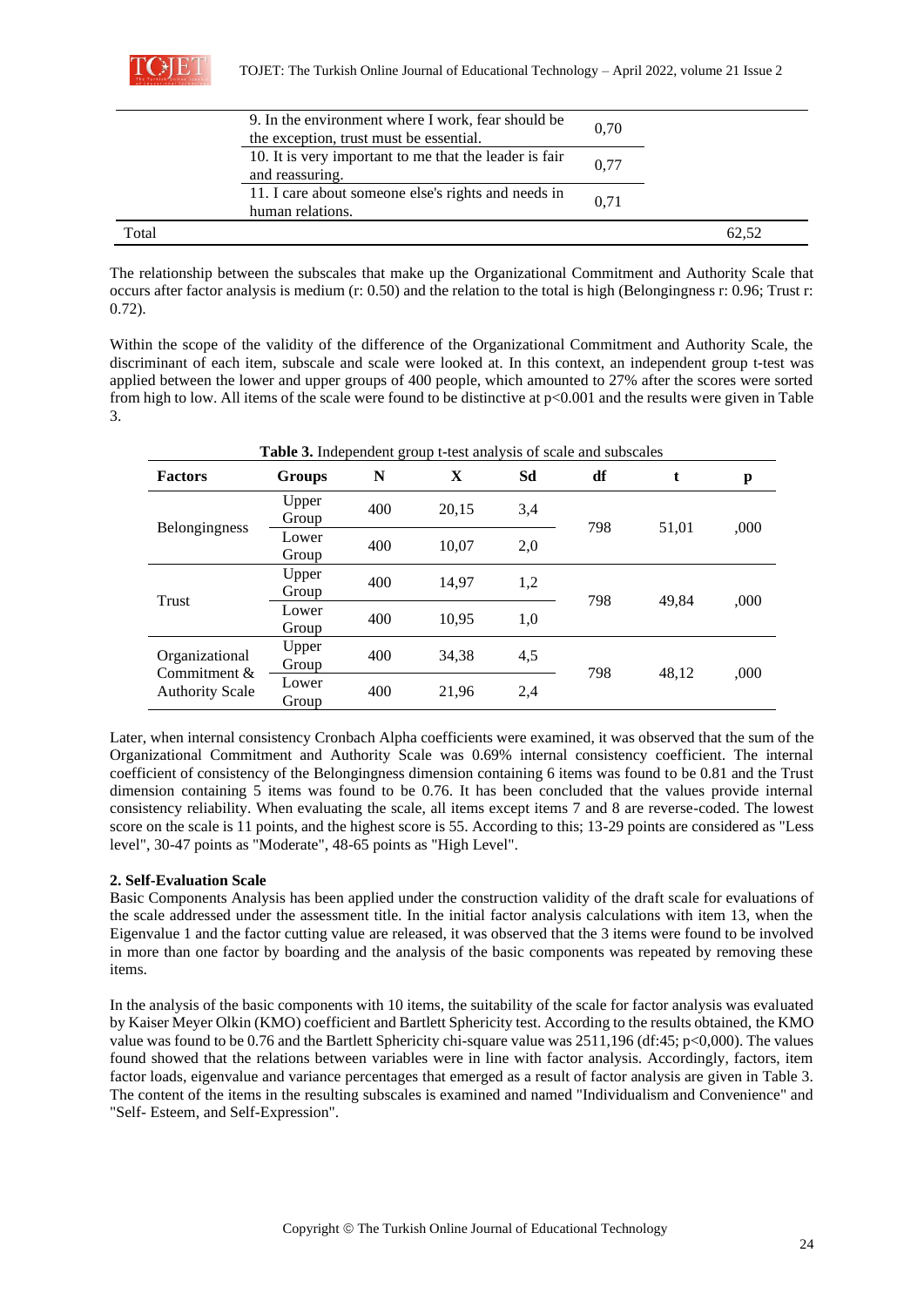| | | | |
|---|---|---|---|
| | 9. In the environment where I work, fear should be the exception, trust must be essential. | 0,70 | |
| | 10. It is very important to me that the leader is fair and reassuring. | 0,77 | |
| | 11. I care about someone else's rights and needs in human relations. | 0,71 | |
| Total | | | 62,52 |

The relationship between the subscales that make up the Organizational Commitment and Authority Scale that occurs after factor analysis is medium (r: 0.50) and the relation to the total is high (Belongingness r: 0.96; Trust r: 0.72).

Within the scope of the validity of the difference of the Organizational Commitment and Authority Scale, the discriminant of each item, subscale and scale were looked at. In this context, an independent group t-test was applied between the lower and upper groups of 400 people, which amounted to 27% after the scores were sorted from high to low. All items of the scale were found to be distinctive at $p<0.001$ and the results were given in Table 3.

**Table 3.** Independent group t-test analysis of scale and subscales

| Factors | Groups | N | X | Sd | df | t | p |
|---|---|---|---|---|---|---|---|
| Belongingness | Upper Group | 400 | 20,15 | 3,4 | 798 | 51,01 | ,000 |
| | Lower Group | 400 | 10,07 | 2,0 | | | |
| Trust | Upper Group | 400 | 14,97 | 1,2 | 798 | 49,84 | ,000 |
| | Lower Group | 400 | 10,95 | 1,0 | | | |
| Organizational Commitment & Authority Scale | Upper Group | 400 | 34,38 | 4,5 | 798 | 48,12 | ,000 |
| | Lower Group | 400 | 21,96 | 2,4 | | | |

Later, when internal consistency Cronbach Alpha coefficients were examined, it was observed that the sum of the Organizational Commitment and Authority Scale was 0.69% internal consistency coefficient. The internal coefficient of consistency of the Belongingness dimension containing 6 items was found to be 0.81 and the Trust dimension containing 5 items was found to be 0.76. It has been concluded that the values provide internal consistency reliability. When evaluating the scale, all items except items 7 and 8 are reverse-coded. The lowest score on the scale is 11 points, and the highest score is 55. According to this; 13-29 points are considered as "Less level", 30-47 points as "Moderate", 48-65 points as "High Level".

**2. Self-Evaluation Scale**

Basic Components Analysis has been applied under the construction validity of the draft scale for evaluations of the scale addressed under the assessment title. In the initial factor analysis calculations with item 13, when the Eigenvalue 1 and the factor cutting value are released, it was observed that the 3 items were found to be involved in more than one factor by boarding and the analysis of the basic components was repeated by removing these items.

In the analysis of the basic components with 10 items, the suitability of the scale for factor analysis was evaluated by Kaiser Meyer Olkin (KMO) coefficient and Bartlett Sphericity test. According to the results obtained, the KMO value was found to be 0.76 and the Bartlett Sphericity chi-square value was 2511,196 (df:45; $p<0,000$). The values found showed that the relations between variables were in line with factor analysis. Accordingly, factors, item factor loads, eigenvalue and variance percentages that emerged as a result of factor analysis are given in Table 3. The content of the items in the resulting subscales is examined and named "Individualism and Convenience" and "Self- Esteem, and Self-Expression".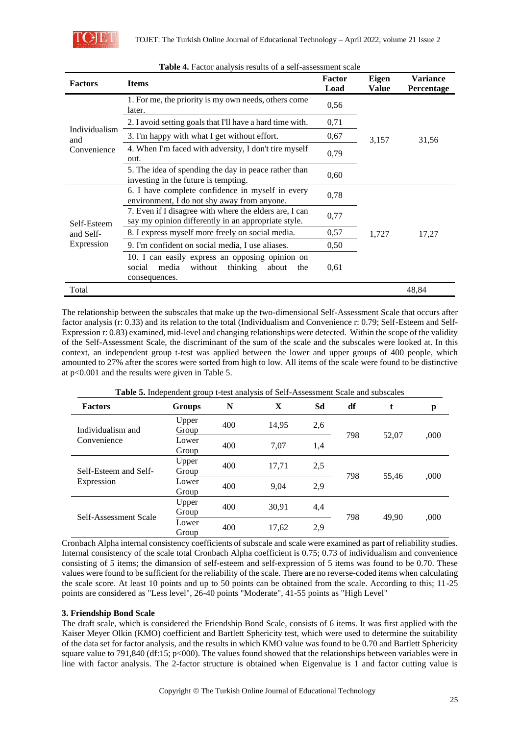**Table 4.** Factor analysis results of a self-assessment scale

| Factors | Items | Factor Load | Eigen Value | Variance Percentage |
|---|---|---|---|---|
| Individualism and Convenience | 1. For me, the priority is my own needs, others come later. | 0,56 | 3,157 | 31,56 |
| | 2. I avoid setting goals that I'll have a hard time with. | 0,71 | | |
| | 3. I'm happy with what I get without effort. | 0,67 | | |
| | 4. When I'm faced with adversity, I don't tire myself out. | 0,79 | | |
| | 5. The idea of spending the day in peace rather than investing in the future is tempting. | 0,60 | | |
| Self-Esteem and Self-Expression | 6. I have complete confidence in myself in every environment, I do not shy away from anyone. | 0,78 | 1,727 | 17,27 |
| | 7. Even if I disagree with where the elders are, I can say my opinion differently in an appropriate style. | 0,77 | | |
| | 8. I express myself more freely on social media. | 0,57 | | |
| | 9. I'm confident on social media, I use aliases. | 0,50 | | |
| | 10. I can easily express an opposing opinion on social media without thinking about the consequences. | 0,61 | | |
| Total | | | | 48,84 |

The relationship between the subscales that make up the two-dimensional Self-Assessment Scale that occurs after factor analysis (r: 0.33) and its relation to the total (Individualism and Convenience r: 0.79; Self-Esteem and Self-Expression r: 0.83) examined, mid-level and changing relationships were detected. Within the scope of the validity of the Self-Assessment Scale, the discriminant of the sum of the scale and the subscales were looked at. In this context, an independent group t-test was applied between the lower and upper groups of 400 people, which amounted to 27% after the scores were sorted from high to low. All items of the scale were found to be distinctive at p<0.001 and the results were given in Table 5.

**Table 5.** Independent group t-test analysis of Self-Assessment Scale and subscales

| Factors | Groups | N | X | Sd | df | t | p |
|---|---|---|---|---|---|---|---|
| Individualism and Convenience | Upper Group | 400 | 14,95 | 2,6 | 798 | 52,07 | ,000 |
| | Lower Group | 400 | 7,07 | 1,4 | | | |
| Self-Esteem and Self-Expression | Upper Group | 400 | 17,71 | 2,5 | 798 | 55,46 | ,000 |
| | Lower Group | 400 | 9,04 | 2,9 | | | |
| Self-Assessment Scale | Upper Group | 400 | 30,91 | 4,4 | 798 | 49,90 | ,000 |
| | Lower Group | 400 | 17,62 | 2,9 | | | |

Cronbach Alpha internal consistency coefficients of subscale and scale were examined as part of reliability studies. Internal consistency of the scale total Cronbach Alpha coefficient is 0.75; 0.73 of individualism and convenience consisting of 5 items; the dimansion of self-esteem and self-expression of 5 items was found to be 0.70. These values were found to be sufficient for the reliability of the scale. There are no reverse-coded items when calculating the scale score. At least 10 points and up to 50 points can be obtained from the scale. According to this; 11-25 points are considered as "Less level", 26-40 points "Moderate", 41-55 points as "High Level"

### 3. Friendship Bond Scale

The draft scale, which is considered the Friendship Bond Scale, consists of 6 items. It was first applied with the Kaiser Meyer Olkin (KMO) coefficient and Bartlett Sphericity test, which were used to determine the suitability of the data set for factor analysis, and the results in which KMO value was found to be 0.70 and Bartlett Sphericity square value to 791,840 (df:15; p<000). The values found showed that the relationships between variables were in line with factor analysis. The 2-factor structure is obtained when Eigenvalue is 1 and factor cutting value is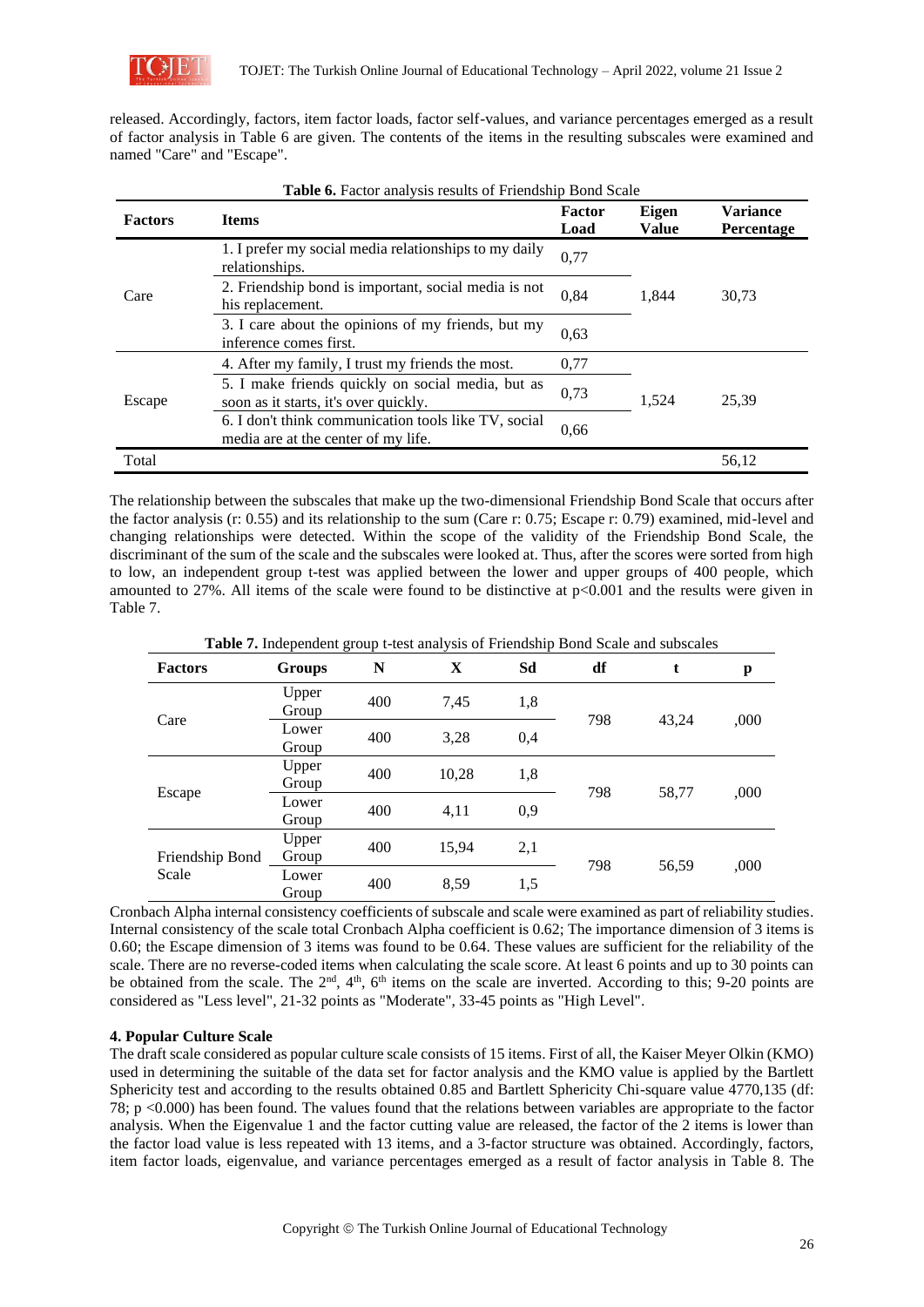released. Accordingly, factors, item factor loads, factor self-values, and variance percentages emerged as a result of factor analysis in Table 6 are given. The contents of the items in the resulting subscales were examined and named "Care" and "Escape".

**Table 6.** Factor analysis results of Friendship Bond Scale

| Factors | Items | Factor Load | Eigen Value | Variance Percentage |
|---|---|---|---|---|
| Care | 1. I prefer my social media relationships to my daily relationships. | 0,77 | 1,844 | 30,73 |
| | 2. Friendship bond is important, social media is not his replacement. | 0,84 | | |
| | 3. I care about the opinions of my friends, but my inference comes first. | 0,63 | | |
| Escape | 4. After my family, I trust my friends the most. | 0,77 | 1,524 | 25,39 |
| | 5. I make friends quickly on social media, but as soon as it starts, it's over quickly. | 0,73 | | |
| | 6. I don't think communication tools like TV, social media are at the center of my life. | 0,66 | | |
| Total | | | | 56,12 |

The relationship between the subscales that make up the two-dimensional Friendship Bond Scale that occurs after the factor analysis (r: 0.55) and its relationship to the sum (Care r: 0.75; Escape r: 0.79) examined, mid-level and changing relationships were detected. Within the scope of the validity of the Friendship Bond Scale, the discriminant of the sum of the scale and the subscales were looked at. Thus, after the scores were sorted from high to low, an independent group t-test was applied between the lower and upper groups of 400 people, which amounted to 27%. All items of the scale were found to be distinctive at $p<0.001$ and the results were given in Table 7.

**Table 7.** Independent group t-test analysis of Friendship Bond Scale and subscales

| Factors | Groups | N | X | Sd | df | t | p |
|---|---|---|---|---|---|---|---|
| Care | Upper Group | 400 | 7,45 | 1,8 | 798 | 43,24 | ,000 |
| | Lower Group | 400 | 3,28 | 0,4 | | | |
| Escape | Upper Group | 400 | 10,28 | 1,8 | 798 | 58,77 | ,000 |
| | Lower Group | 400 | 4,11 | 0,9 | | | |
| Friendship Bond Scale | Upper Group | 400 | 15,94 | 2,1 | 798 | 56,59 | ,000 |
| | Lower Group | 400 | 8,59 | 1,5 | | | |

Cronbach Alpha internal consistency coefficients of subscale and scale were examined as part of reliability studies. Internal consistency of the scale total Cronbach Alpha coefficient is 0.62; The importance dimension of 3 items is 0.60; the Escape dimension of 3 items was found to be 0.64. These values are sufficient for the reliability of the scale. There are no reverse-coded items when calculating the scale score. At least 6 points and up to 30 points can be obtained from the scale. The 2[nd], 4[th], 6[th] items on the scale are inverted. According to this; 9-20 points are considered as "Less level", 21-32 points as "Moderate", 33-45 points as "High Level".

### 4. Popular Culture Scale

The draft scale considered as popular culture scale consists of 15 items. First of all, the Kaiser Meyer Olkin (KMO) used in determining the suitable of the data set for factor analysis and the KMO value is applied by the Bartlett Sphericity test and according to the results obtained 0.85 and Bartlett Sphericity Chi-square value 4770,135 (df: 78; $p <0.000$) has been found. The values found that the relations between variables are appropriate to the factor analysis. When the Eigenvalue 1 and the factor cutting value are released, the factor of the 2 items is lower than the factor load value is less repeated with 13 items, and a 3-factor structure was obtained. Accordingly, factors, item factor loads, eigenvalue, and variance percentages emerged as a result of factor analysis in Table 8. The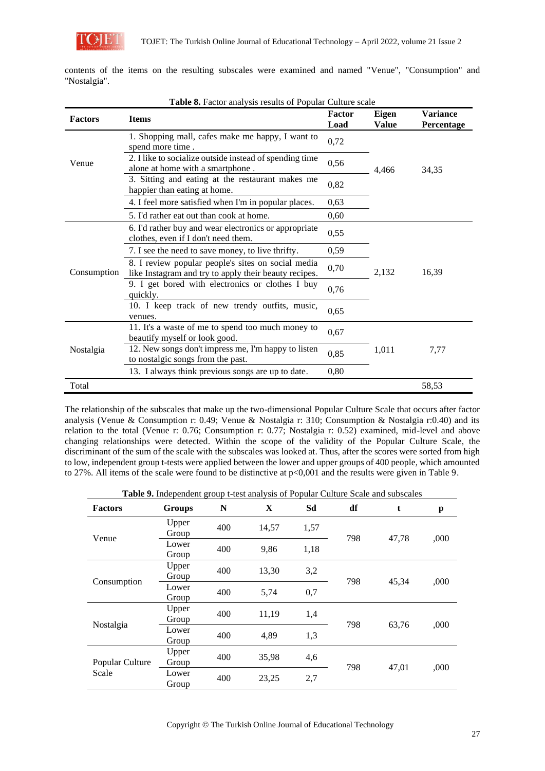contents of the items on the resulting subscales were examined and named "Venue", "Consumption" and "Nostalgia".

**Table 8.** Factor analysis results of Popular Culture scale

| Factors | Items | Factor Load | Eigen Value | Variance Percentage |
|---|---|---|---|---|
| Venue | 1. Shopping mall, cafes make me happy, I want to spend more time . | 0,72 | 4,466 | 34,35 |
| | 2. I like to socialize outside instead of spending time alone at home with a smartphone . | 0,56 | | |
| | 3. Sitting and eating at the restaurant makes me happier than eating at home. | 0,82 | | |
| | 4. I feel more satisfied when I'm in popular places. | 0,63 | | |
| | 5. I'd rather eat out than cook at home. | 0,60 | | |
| Consumption | 6. I'd rather buy and wear electronics or appropriate clothes, even if I don't need them. | 0,55 | 2,132 | 16,39 |
| | 7. I see the need to save money, to live thrifty. | 0,59 | | |
| | 8. I review popular people's sites on social media like Instagram and try to apply their beauty recipes. | 0,70 | | |
| | 9. I get bored with electronics or clothes I buy quickly. | 0,76 | | |
| | 10. I keep track of new trendy outfits, music, venues. | 0,65 | | |
| Nostalgia | 11. It's a waste of me to spend too much money to beautify myself or look good. | 0,67 | 1,011 | 7,77 |
| | 12. New songs don't impress me, I'm happy to listen to nostalgic songs from the past. | 0,85 | | |
| | 13. I always think previous songs are up to date. | 0,80 | | |
| Total | | | | 58,53 |

The relationship of the subscales that make up the two-dimensional Popular Culture Scale that occurs after factor analysis (Venue & Consumption r: 0.49; Venue & Nostalgia r: 310; Consumption & Nostalgia r:0.40) and its relation to the total (Venue r: 0.76; Consumption r: 0.77; Nostalgia r: 0.52) examined, mid-level and above changing relationships were detected. Within the scope of the validity of the Popular Culture Scale, the discriminant of the sum of the scale with the subscales was looked at. Thus, after the scores were sorted from high to low, independent group t-tests were applied between the lower and upper groups of 400 people, which amounted to 27%. All items of the scale were found to be distinctive at p<0,001 and the results were given in Table 9.

**Table 9.** Independent group t-test analysis of Popular Culture Scale and subscales

| Factors | Groups | N | X | Sd | df | t | p |
|---|---|---|---|---|---|---|---|
| Venue | Upper Group | 400 | 14,57 | 1,57 | 798 | 47,78 | ,000 |
| | Lower Group | 400 | 9,86 | 1,18 | | | |
| Consumption | Upper Group | 400 | 13,30 | 3,2 | 798 | 45,34 | ,000 |
| | Lower Group | 400 | 5,74 | 0,7 | | | |
| Nostalgia | Upper Group | 400 | 11,19 | 1,4 | 798 | 63,76 | ,000 |
| | Lower Group | 400 | 4,89 | 1,3 | | | |
| Popular Culture Scale | Upper Group | 400 | 35,98 | 4,6 | 798 | 47,01 | ,000 |
| | Lower Group | 400 | 23,25 | 2,7 | | | |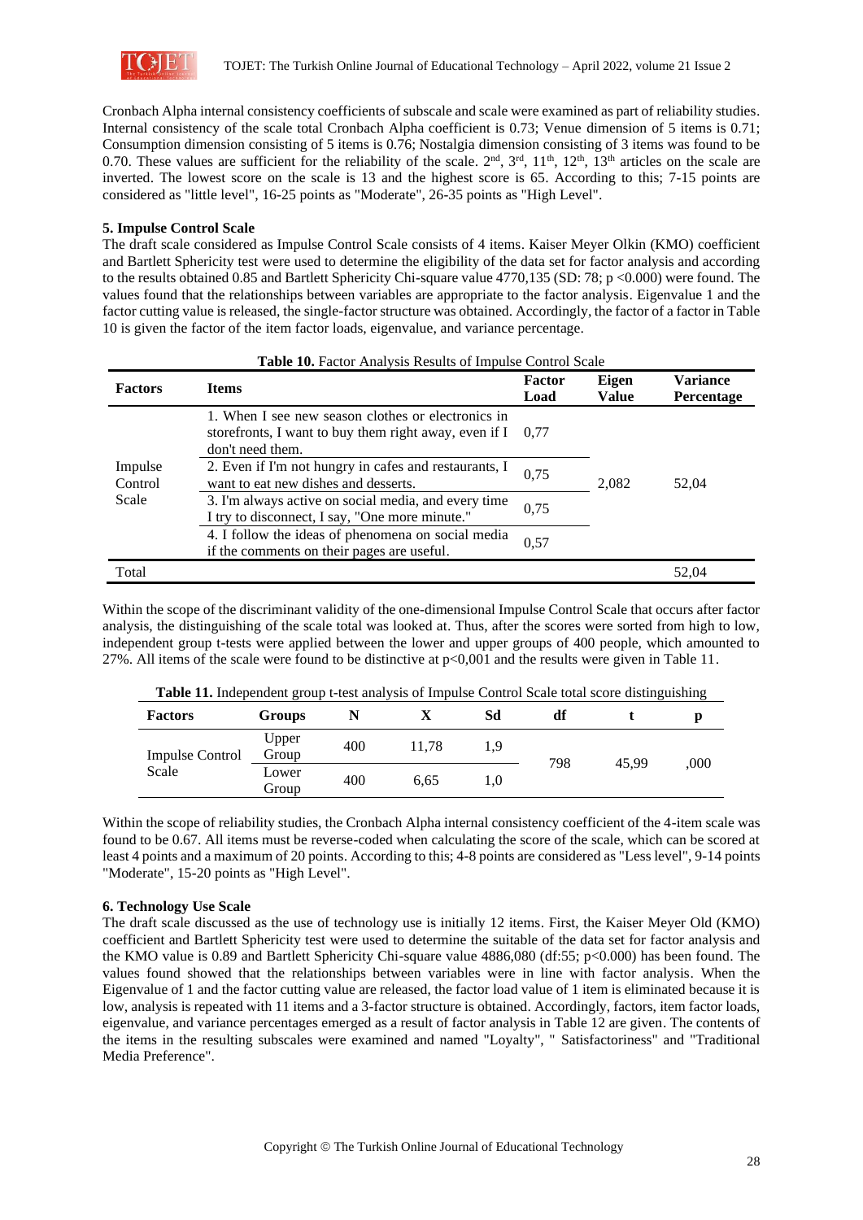Cronbach Alpha internal consistency coefficients of subscale and scale were examined as part of reliability studies. Internal consistency of the scale total Cronbach Alpha coefficient is 0.73; Venue dimension of 5 items is 0.71; Consumption dimension consisting of 5 items is 0.76; Nostalgia dimension consisting of 3 items was found to be 0.70. These values are sufficient for the reliability of the scale. 2nd, 3rd, 11th, 12th, 13th articles on the scale are inverted. The lowest score on the scale is 13 and the highest score is 65. According to this; 7-15 points are considered as "little level", 16-25 points as "Moderate", 26-35 points as "High Level".

### 5. Impulse Control Scale

The draft scale considered as Impulse Control Scale consists of 4 items. Kaiser Meyer Olkin (KMO) coefficient and Bartlett Sphericity test were used to determine the eligibility of the data set for factor analysis and according to the results obtained 0.85 and Bartlett Sphericity Chi-square value 4770,135 (SD: 78; p <0.000) were found. The values found that the relationships between variables are appropriate to the factor analysis. Eigenvalue 1 and the factor cutting value is released, the single-factor structure was obtained. Accordingly, the factor of a factor in Table 10 is given the factor of the item factor loads, eigenvalue, and variance percentage.

**Table 10.** Factor Analysis Results of Impulse Control Scale

| Factors | Items | Factor Load | Eigen Value | Variance Percentage |
|---|---|---|---|---|
| Impulse Control Scale | 1. When I see new season clothes or electronics in storefronts, I want to buy them right away, even if I don't need them. | 0,77 | 2,082 | 52,04 |
| | 2. Even if I'm not hungry in cafes and restaurants, I want to eat new dishes and desserts. | 0,75 | | |
| | 3. I'm always active on social media, and every time I try to disconnect, I say, "One more minute." | 0,75 | | |
| | 4. I follow the ideas of phenomena on social media if the comments on their pages are useful. | 0,57 | | |
| Total | | | | 52,04 |

Within the scope of the discriminant validity of the one-dimensional Impulse Control Scale that occurs after factor analysis, the distinguishing of the scale total was looked at. Thus, after the scores were sorted from high to low, independent group t-tests were applied between the lower and upper groups of 400 people, which amounted to 27%. All items of the scale were found to be distinctive at p<0,001 and the results were given in Table 11.

**Table 11.** Independent group t-test analysis of Impulse Control Scale total score distinguishing

| Factors | Groups | N | X | Sd | df | t | p |
|---|---|---|---|---|---|---|---|
| Impulse Control Scale | Upper Group | 400 | 11,78 | 1,9 | 798 | 45,99 | ,000 |
| | Lower Group | 400 | 6,65 | 1,0 | | | |

Within the scope of reliability studies, the Cronbach Alpha internal consistency coefficient of the 4-item scale was found to be 0.67. All items must be reverse-coded when calculating the score of the scale, which can be scored at least 4 points and a maximum of 20 points. According to this; 4-8 points are considered as "Less level", 9-14 points "Moderate", 15-20 points as "High Level".

### 6. Technology Use Scale

The draft scale discussed as the use of technology use is initially 12 items. First, the Kaiser Meyer Old (KMO) coefficient and Bartlett Sphericity test were used to determine the suitable of the data set for factor analysis and the KMO value is 0.89 and Bartlett Sphericity Chi-square value 4886,080 (df:55; p<0.000) has been found. The values found showed that the relationships between variables were in line with factor analysis. When the Eigenvalue of 1 and the factor cutting value are released, the factor load value of 1 item is eliminated because it is low, analysis is repeated with 11 items and a 3-factor structure is obtained. Accordingly, factors, item factor loads, eigenvalue, and variance percentages emerged as a result of factor analysis in Table 12 are given. The contents of the items in the resulting subscales were examined and named "Loyalty", " Satisfactoriness" and "Traditional Media Preference".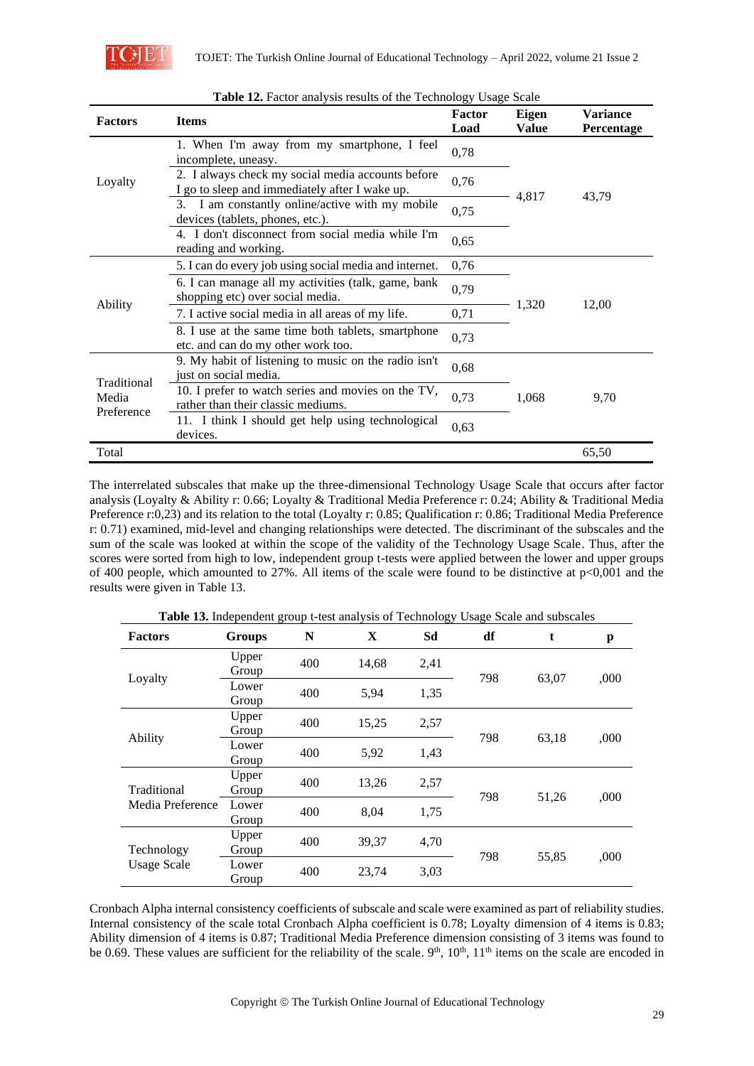**Table 12.** Factor analysis results of the Technology Usage Scale

| Factors | Items | Factor Load | Eigen Value | Variance Percentage |
|---|---|---|---|---|
| Loyalty | 1. When I'm away from my smartphone, I feel incomplete, uneasy. | 0,78 | 4,817 | 43,79 |
| | 2. I always check my social media accounts before I go to sleep and immediately after I wake up. | 0,76 | | |
| | 3. I am constantly online/active with my mobile devices (tablets, phones, etc.). | 0,75 | | |
| | 4. I don't disconnect from social media while I'm reading and working. | 0,65 | | |
| Ability | 5. I can do every job using social media and internet. | 0,76 | 1,320 | 12,00 |
| | 6. I can manage all my activities (talk, game, bank shopping etc) over social media. | 0,79 | | |
| | 7. I active social media in all areas of my life. | 0,71 | | |
| | 8. I use at the same time both tablets, smartphone etc. and can do my other work too. | 0,73 | | |
| Traditional Media Preference | 9. My habit of listening to music on the radio isn't just on social media. | 0,68 | 1,068 | 9,70 |
| | 10. I prefer to watch series and movies on the TV, rather than their classic mediums. | 0,73 | | |
| | 11. I think I should get help using technological devices. | 0,63 | | |
| Total | | | | 65,50 |

The interrelated subscales that make up the three-dimensional Technology Usage Scale that occurs after factor analysis (Loyalty & Ability r: 0.66; Loyalty & Traditional Media Preference r: 0.24; Ability & Traditional Media Preference r:0,23) and its relation to the total (Loyalty r: 0.85; Qualification r: 0.86; Traditional Media Preference r: 0.71) examined, mid-level and changing relationships were detected. The discriminant of the subscales and the sum of the scale was looked at within the scope of the validity of the Technology Usage Scale. Thus, after the scores were sorted from high to low, independent group t-tests were applied between the lower and upper groups of 400 people, which amounted to 27%. All items of the scale were found to be distinctive at p<0,001 and the results were given in Table 13.

**Table 13.** Independent group t-test analysis of Technology Usage Scale and subscales

| Factors | Groups | N | X | Sd | df | t | p |
|---|---|---|---|---|---|---|---|
| Loyalty | Upper Group | 400 | 14,68 | 2,41 | 798 | 63,07 | ,000 |
| | Lower Group | 400 | 5,94 | 1,35 | | | |
| Ability | Upper Group | 400 | 15,25 | 2,57 | 798 | 63,18 | ,000 |
| | Lower Group | 400 | 5,92 | 1,43 | | | |
| Traditional Media Preference | Upper Group | 400 | 13,26 | 2,57 | 798 | 51,26 | ,000 |
| | Lower Group | 400 | 8,04 | 1,75 | | | |
| Technology Usage Scale | Upper Group | 400 | 39,37 | 4,70 | 798 | 55,85 | ,000 |
| | Lower Group | 400 | 23,74 | 3,03 | | | |

Cronbach Alpha internal consistency coefficients of subscale and scale were examined as part of reliability studies. Internal consistency of the scale total Cronbach Alpha coefficient is 0.78; Loyalty dimension of 4 items is 0.83; Ability dimension of 4 items is 0.87; Traditional Media Preference dimension consisting of 3 items was found to be 0.69. These values are sufficient for the reliability of the scale. 9th, 10th, 11th items on the scale are encoded in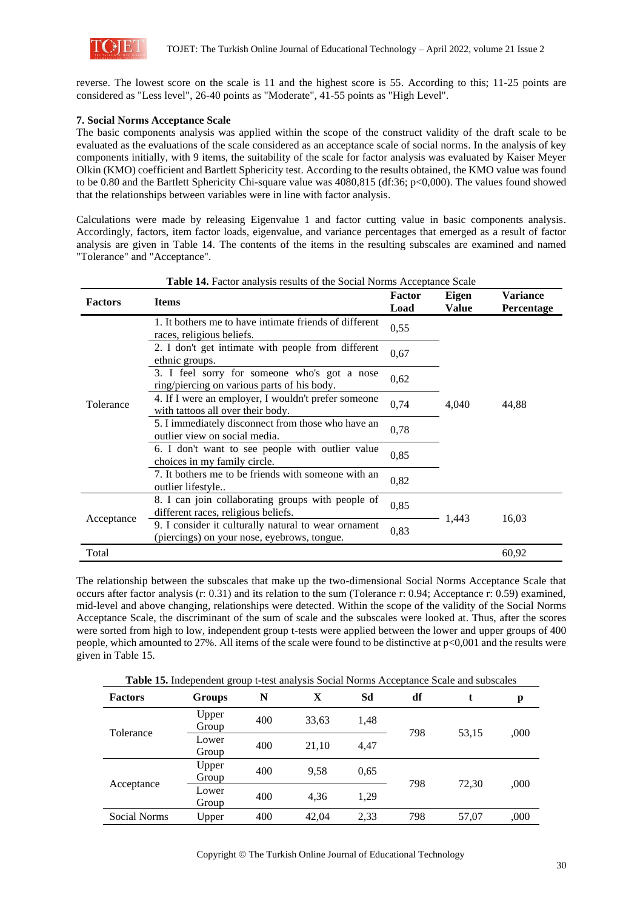reverse. The lowest score on the scale is 11 and the highest score is 55. According to this; 11-25 points are considered as "Less level", 26-40 points as "Moderate", 41-55 points as "High Level".

**7. Social Norms Acceptance Scale**

The basic components analysis was applied within the scope of the construct validity of the draft scale to be evaluated as the evaluations of the scale considered as an acceptance scale of social norms. In the analysis of key components initially, with 9 items, the suitability of the scale for factor analysis was evaluated by Kaiser Meyer Olkin (KMO) coefficient and Bartlett Sphericity test. According to the results obtained, the KMO value was found to be 0.80 and the Bartlett Sphericity Chi-square value was 4080,815 (df:36; p<0,000). The values found showed that the relationships between variables were in line with factor analysis.

Calculations were made by releasing Eigenvalue 1 and factor cutting value in basic components analysis. Accordingly, factors, item factor loads, eigenvalue, and variance percentages that emerged as a result of factor analysis are given in Table 14. The contents of the items in the resulting subscales are examined and named "Tolerance" and "Acceptance".

**Table 14.** Factor analysis results of the Social Norms Acceptance Scale

| Factors | Items | Factor Load | Eigen Value | Variance Percentage |
|---|---|---|---|---|
| Tolerance | 1. It bothers me to have intimate friends of different races, religious beliefs. | 0,55 | 4,040 | 44,88 |
| | 2. I don't get intimate with people from different ethnic groups. | 0,67 | | |
| | 3. I feel sorry for someone who's got a nose ring/piercing on various parts of his body. | 0,62 | | |
| | 4. If I were an employer, I wouldn't prefer someone with tattoos all over their body. | 0,74 | | |
| | 5. I immediately disconnect from those who have an outlier view on social media. | 0,78 | | |
| | 6. I don't want to see people with outlier value choices in my family circle. | 0,85 | | |
| | 7. It bothers me to be friends with someone with an outlier lifestyle.. | 0,82 | | |
| Acceptance | 8. I can join collaborating groups with people of different races, religious beliefs. | 0,85 | 1,443 | 16,03 |
| | 9. I consider it culturally natural to wear ornament (piercings) on your nose, eyebrows, tongue. | 0,83 | | |
| Total | | | | 60,92 |

The relationship between the subscales that make up the two-dimensional Social Norms Acceptance Scale that occurs after factor analysis (r: 0.31) and its relation to the sum (Tolerance r: 0.94; Acceptance r: 0.59) examined, mid-level and above changing, relationships were detected. Within the scope of the validity of the Social Norms Acceptance Scale, the discriminant of the sum of scale and the subscales were looked at. Thus, after the scores were sorted from high to low, independent group t-tests were applied between the lower and upper groups of 400 people, which amounted to 27%. All items of the scale were found to be distinctive at p<0,001 and the results were given in Table 15.

**Table 15.** Independent group t-test analysis Social Norms Acceptance Scale and subscales

| Factors | Groups | N | X | Sd | df | t | p |
|---|---|---|---|---|---|---|---|
| Tolerance | Upper Group | 400 | 33,63 | 1,48 | 798 | 53,15 | ,000 |
| | Lower Group | 400 | 21,10 | 4,47 | | | |
| Acceptance | Upper Group | 400 | 9,58 | 0,65 | 798 | 72,30 | ,000 |
| | Lower Group | 400 | 4,36 | 1,29 | | | |
| Social Norms | Upper | 400 | 42,04 | 2,33 | 798 | 57,07 | ,000 |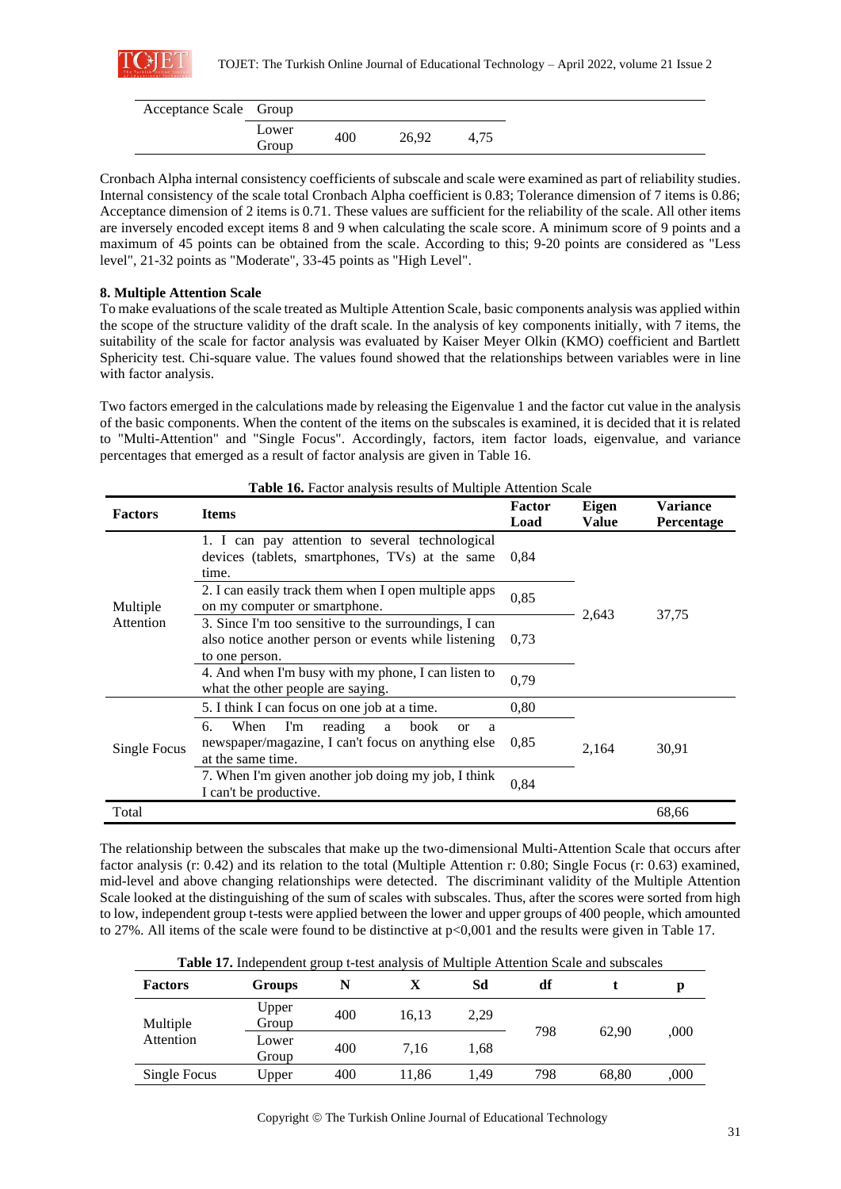| Acceptance Scale | Group | | | |
|---|---|---|---|---|
| | Lower Group | 400 | 26,92 | 4,75 |

Cronbach Alpha internal consistency coefficients of subscale and scale were examined as part of reliability studies. Internal consistency of the scale total Cronbach Alpha coefficient is 0.83; Tolerance dimension of 7 items is 0.86; Acceptance dimension of 2 items is 0.71. These values are sufficient for the reliability of the scale. All other items are inversely encoded except items 8 and 9 when calculating the scale score. A minimum score of 9 points and a maximum of 45 points can be obtained from the scale. According to this; 9-20 points are considered as "Less level", 21-32 points as "Moderate", 33-45 points as "High Level".

**8. Multiple Attention Scale**

To make evaluations of the scale treated as Multiple Attention Scale, basic components analysis was applied within the scope of the structure validity of the draft scale. In the analysis of key components initially, with 7 items, the suitability of the scale for factor analysis was evaluated by Kaiser Meyer Olkin (KMO) coefficient and Bartlett Sphericity test. Chi-square value. The values found showed that the relationships between variables were in line with factor analysis.

Two factors emerged in the calculations made by releasing the Eigenvalue 1 and the factor cut value in the analysis of the basic components. When the content of the items on the subscales is examined, it is decided that it is related to "Multi-Attention" and "Single Focus". Accordingly, factors, item factor loads, eigenvalue, and variance percentages that emerged as a result of factor analysis are given in Table 16.

**Table 16.** Factor analysis results of Multiple Attention Scale

| Factors | Items | Factor Load | Eigen Value | Variance Percentage |
|---|---|---|---|---|
| Multiple Attention | 1. I can pay attention to several technological devices (tablets, smartphones, TVs) at the same time. | 0,84 | 2,643 | 37,75 |
| | 2. I can easily track them when I open multiple apps on my computer or smartphone. | 0,85 | | |
| | 3. Since I'm too sensitive to the surroundings, I can also notice another person or events while listening to one person. | 0,73 | | |
| | 4. And when I'm busy with my phone, I can listen to what the other people are saying. | 0,79 | | |
| Single Focus | 5. I think I can focus on one job at a time. | 0,80 | 2,164 | 30,91 |
| | 6. When I'm reading a book or a newspaper/magazine, I can't focus on anything else at the same time. | 0,85 | | |
| | 7. When I'm given another job doing my job, I think I can't be productive. | 0,84 | | |
| Total | | | | 68,66 |

The relationship between the subscales that make up the two-dimensional Multi-Attention Scale that occurs after factor analysis (r: 0.42) and its relation to the total (Multiple Attention r: 0.80; Single Focus (r: 0.63) examined, mid-level and above changing relationships were detected. The discriminant validity of the Multiple Attention Scale looked at the distinguishing of the sum of scales with subscales. Thus, after the scores were sorted from high to low, independent group t-tests were applied between the lower and upper groups of 400 people, which amounted to 27%. All items of the scale were found to be distinctive at p<0,001 and the results were given in Table 17.

**Table 17.** Independent group t-test analysis of Multiple Attention Scale and subscales

| Factors | Groups | N | X | Sd | df | t | p |
|---|---|---|---|---|---|---|---|
| Multiple Attention | Upper Group | 400 | 16,13 | 2,29 | 798 | 62,90 | ,000 |
| | Lower Group | 400 | 7,16 | 1,68 | | | |
| Single Focus | Upper | 400 | 11,86 | 1,49 | 798 | 68,80 | ,000 |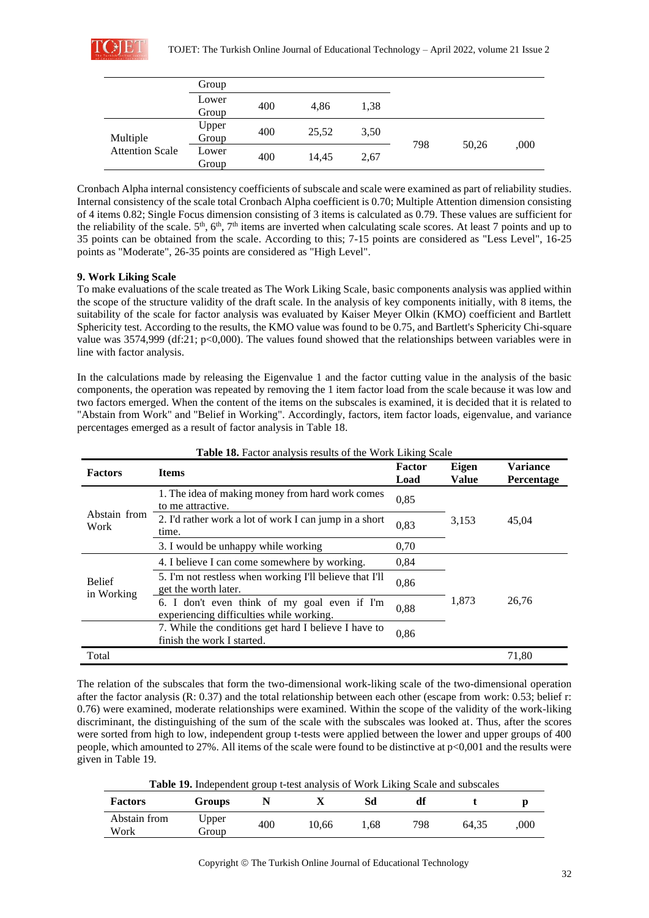| | Group | | | | | | |
|---|---|---|---|---|---|---|---|
| | Lower Group | 400 | 4,86 | 1,38 | | | |
| Multiple Attention Scale | Upper Group | 400 | 25,52 | 3,50 | 798 | 50,26 | ,000 |
| | Lower Group | 400 | 14,45 | 2,67 | | | |

Cronbach Alpha internal consistency coefficients of subscale and scale were examined as part of reliability studies. Internal consistency of the scale total Cronbach Alpha coefficient is 0.70; Multiple Attention dimension consisting of 4 items 0.82; Single Focus dimension consisting of 3 items is calculated as 0.79. These values are sufficient for the reliability of the scale. 5th, 6th, 7th items are inverted when calculating scale scores. At least 7 points and up to 35 points can be obtained from the scale. According to this; 7-15 points are considered as "Less Level", 16-25 points as "Moderate", 26-35 points are considered as "High Level".

**9. Work Liking Scale**

To make evaluations of the scale treated as The Work Liking Scale, basic components analysis was applied within the scope of the structure validity of the draft scale. In the analysis of key components initially, with 8 items, the suitability of the scale for factor analysis was evaluated by Kaiser Meyer Olkin (KMO) coefficient and Bartlett Sphericity test. According to the results, the KMO value was found to be 0.75, and Bartlett's Sphericity Chi-square value was 3574,999 (df:21; p<0,000). The values found showed that the relationships between variables were in line with factor analysis.

In the calculations made by releasing the Eigenvalue 1 and the factor cutting value in the analysis of the basic components, the operation was repeated by removing the 1 item factor load from the scale because it was low and two factors emerged. When the content of the items on the subscales is examined, it is decided that it is related to "Abstain from Work" and "Belief in Working". Accordingly, factors, item factor loads, eigenvalue, and variance percentages emerged as a result of factor analysis in Table 18.

**Table 18.** Factor analysis results of the Work Liking Scale

| Factors | Items | Factor Load | Eigen Value | Variance Percentage |
|---|---|---|---|---|
| Abstain from Work | 1. The idea of making money from hard work comes to me attractive. | 0,85 | 3,153 | 45,04 |
| | 2. I'd rather work a lot of work I can jump in a short time. | 0,83 | | |
| | 3. I would be unhappy while working | 0,70 | | |
| Belief in Working | 4. I believe I can come somewhere by working. | 0,84 | 1,873 | 26,76 |
| | 5. I'm not restless when working I'll believe that I'll get the worth later. | 0,86 | | |
| | 6. I don't even think of my goal even if I'm experiencing difficulties while working. | 0,88 | | |
| | 7. While the conditions get hard I believe I have to finish the work I started. | 0,86 | | |
| Total | | | | 71,80 |

The relation of the subscales that form the two-dimensional work-liking scale of the two-dimensional operation after the factor analysis (R: 0.37) and the total relationship between each other (escape from work: 0.53; belief r: 0.76) were examined, moderate relationships were examined. Within the scope of the validity of the work-liking discriminant, the distinguishing of the sum of the scale with the subscales was looked at. Thus, after the scores were sorted from high to low, independent group t-tests were applied between the lower and upper groups of 400 people, which amounted to 27%. All items of the scale were found to be distinctive at p<0,001 and the results were given in Table 19.

**Table 19.** Independent group t-test analysis of Work Liking Scale and subscales

| Factors | Groups | N | X | Sd | df | t | p |
|---|---|---|---|---|---|---|---|
| Abstain from Work | Upper Group | 400 | 10,66 | 1,68 | 798 | 64,35 | ,000 |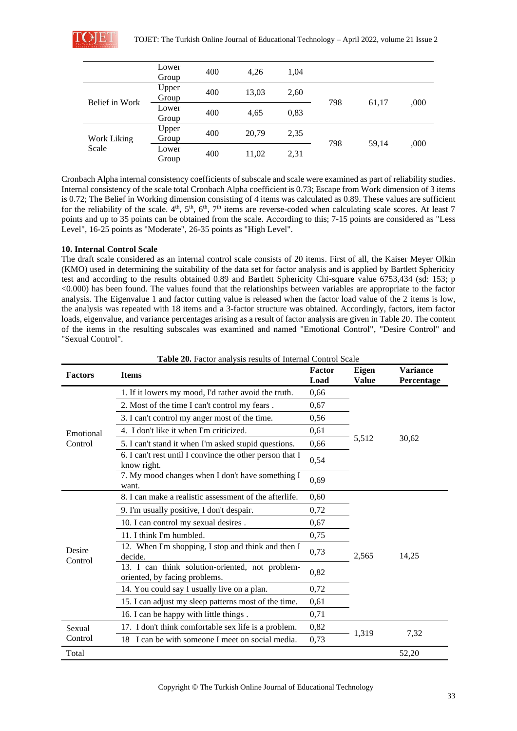| | | | | | | | |
|---|---|---|---|---|---|---|---|
| | Lower Group | 400 | 4,26 | 1,04 | | | |
| Belief in Work | Upper Group | 400 | 13,03 | 2,60 | 798 | 61,17 | ,000 |
| | Lower Group | 400 | 4,65 | 0,83 | | | |
| Work Liking Scale | Upper Group | 400 | 20,79 | 2,35 | 798 | 59,14 | ,000 |
| | Lower Group | 400 | 11,02 | 2,31 | | | |

Cronbach Alpha internal consistency coefficients of subscale and scale were examined as part of reliability studies. Internal consistency of the scale total Cronbach Alpha coefficient is 0.73; Escape from Work dimension of 3 items is 0.72; The Belief in Working dimension consisting of 4 items was calculated as 0.89. These values are sufficient for the reliability of the scale. 4th, 5th, 6th, 7th items are reverse-coded when calculating scale scores. At least 7 points and up to 35 points can be obtained from the scale. According to this; 7-15 points are considered as "Less Level", 16-25 points as "Moderate", 26-35 points as "High Level".

**10. Internal Control Scale**

The draft scale considered as an internal control scale consists of 20 items. First of all, the Kaiser Meyer Olkin (KMO) used in determining the suitability of the data set for factor analysis and is applied by Bartlett Sphericity test and according to the results obtained 0.89 and Bartlett Sphericity Chi-square value 6753,434 (sd: 153; p <0.000) has been found. The values found that the relationships between variables are appropriate to the factor analysis. The Eigenvalue 1 and factor cutting value is released when the factor load value of the 2 items is low, the analysis was repeated with 18 items and a 3-factor structure was obtained. Accordingly, factors, item factor loads, eigenvalue, and variance percentages arising as a result of factor analysis are given in Table 20. The content of the items in the resulting subscales was examined and named "Emotional Control", "Desire Control" and "Sexual Control".

**Table 20.** Factor analysis results of Internal Control Scale

| Factors | Items | Factor Load | Eigen Value | Variance Percentage |
|---|---|---|---|---|
| Emotional Control | 1. If it lowers my mood, I'd rather avoid the truth. | 0,66 | 5,512 | 30,62 |
| | 2. Most of the time I can't control my fears . | 0,67 | | |
| | 3. I can't control my anger most of the time. | 0,56 | | |
| | 4. I don't like it when I'm criticized. | 0,61 | | |
| | 5. I can't stand it when I'm asked stupid questions. | 0,66 | | |
| | 6. I can't rest until I convince the other person that I know right. | 0,54 | | |
| | 7. My mood changes when I don't have something I want. | 0,69 | | |
| Desire Control | 8. I can make a realistic assessment of the afterlife. | 0,60 | 2,565 | 14,25 |
| | 9. I'm usually positive, I don't despair. | 0,72 | | |
| | 10. I can control my sexual desires . | 0,67 | | |
| | 11. I think I'm humbled. | 0,75 | | |
| | 12. When I'm shopping, I stop and think and then I decide. | 0,73 | | |
| | 13. I can think solution-oriented, not problem-oriented, by facing problems. | 0,82 | | |
| | 14. You could say I usually live on a plan. | 0,72 | | |
| | 15. I can adjust my sleep patterns most of the time. | 0,61 | | |
| | 16. I can be happy with little things . | 0,71 | | |
| Sexual Control | 17. I don't think comfortable sex life is a problem. | 0,82 | 1,319 | 7,32 |
| | 18 I can be with someone I meet on social media. | 0,73 | | |
| Total | | | | 52,20 |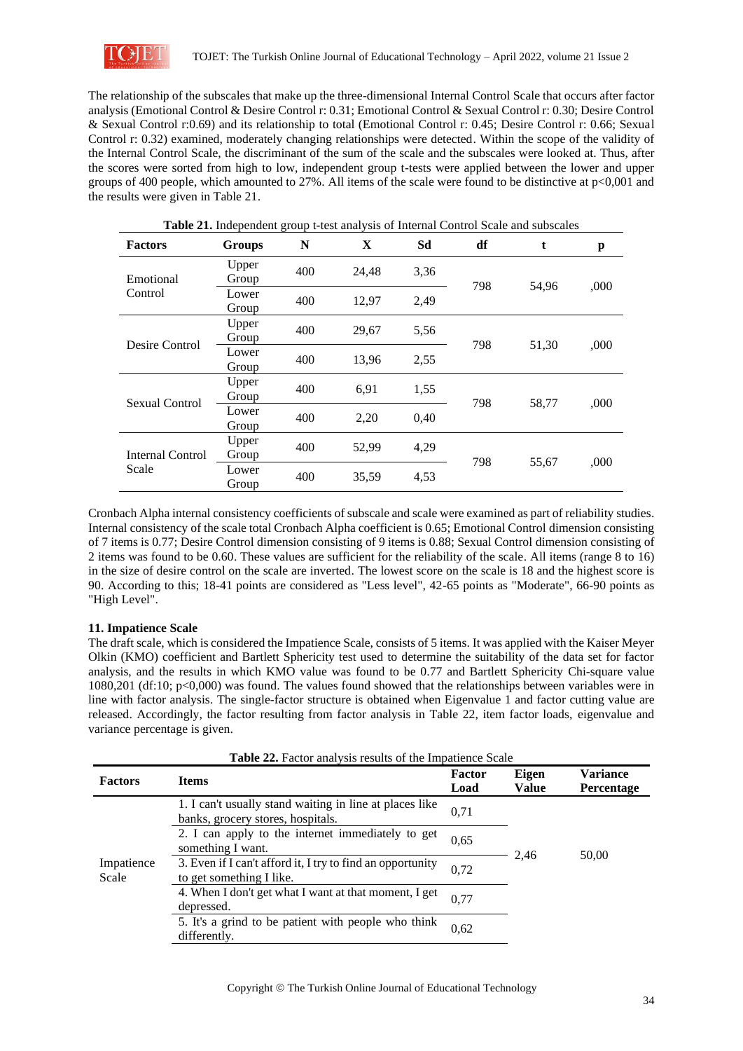The relationship of the subscales that make up the three-dimensional Internal Control Scale that occurs after factor analysis (Emotional Control & Desire Control r: 0.31; Emotional Control & Sexual Control r: 0.30; Desire Control & Sexual Control r:0.69) and its relationship to total (Emotional Control r: 0.45; Desire Control r: 0.66; Sexual Control r: 0.32) examined, moderately changing relationships were detected. Within the scope of the validity of the Internal Control Scale, the discriminant of the sum of the scale and the subscales were looked at. Thus, after the scores were sorted from high to low, independent group t-tests were applied between the lower and upper groups of 400 people, which amounted to 27%. All items of the scale were found to be distinctive at $p<0{,}001$ and the results were given in Table 21.

**Table 21.** Independent group t-test analysis of Internal Control Scale and subscales

| Factors | Groups | N | X | Sd | df | t | p |
|---|---|---|---|---|---|---|---|
| Emotional Control | Upper Group | 400 | 24,48 | 3,36 | 798 | 54,96 | ,000 |
| | Lower Group | 400 | 12,97 | 2,49 | | | |
| Desire Control | Upper Group | 400 | 29,67 | 5,56 | 798 | 51,30 | ,000 |
| | Lower Group | 400 | 13,96 | 2,55 | | | |
| Sexual Control | Upper Group | 400 | 6,91 | 1,55 | 798 | 58,77 | ,000 |
| | Lower Group | 400 | 2,20 | 0,40 | | | |
| Internal Control Scale | Upper Group | 400 | 52,99 | 4,29 | 798 | 55,67 | ,000 |
| | Lower Group | 400 | 35,59 | 4,53 | | | |

Cronbach Alpha internal consistency coefficients of subscale and scale were examined as part of reliability studies. Internal consistency of the scale total Cronbach Alpha coefficient is 0.65; Emotional Control dimension consisting of 7 items is 0.77; Desire Control dimension consisting of 9 items is 0.88; Sexual Control dimension consisting of 2 items was found to be 0.60. These values are sufficient for the reliability of the scale. All items (range 8 to 16) in the size of desire control on the scale are inverted. The lowest score on the scale is 18 and the highest score is 90. According to this; 18-41 points are considered as "Less level", 42-65 points as "Moderate", 66-90 points as "High Level".

### 11. Impatience Scale

The draft scale, which is considered the Impatience Scale, consists of 5 items. It was applied with the Kaiser Meyer Olkin (KMO) coefficient and Bartlett Sphericity test used to determine the suitability of the data set for factor analysis, and the results in which KMO value was found to be 0.77 and Bartlett Sphericity Chi-square value 1080,201 (df:10; $p<0{,}000$) was found. The values found showed that the relationships between variables were in line with factor analysis. The single-factor structure is obtained when Eigenvalue 1 and factor cutting value are released. Accordingly, the factor resulting from factor analysis in Table 22, item factor loads, eigenvalue and variance percentage is given.

**Table 22.** Factor analysis results of the Impatience Scale

| Factors | Items | Factor Load | Eigen Value | Variance Percentage |
|---|---|---|---|---|
| Impatience Scale | 1. I can't usually stand waiting in line at places like banks, grocery stores, hospitals. | 0,71 | 2,46 | 50,00 |
| | 2. I can apply to the internet immediately to get something I want. | 0,65 | | |
| | 3. Even if I can't afford it, I try to find an opportunity to get something I like. | 0,72 | | |
| | 4. When I don't get what I want at that moment, I get depressed. | 0,77 | | |
| | 5. It's a grind to be patient with people who think differently. | 0,62 | | |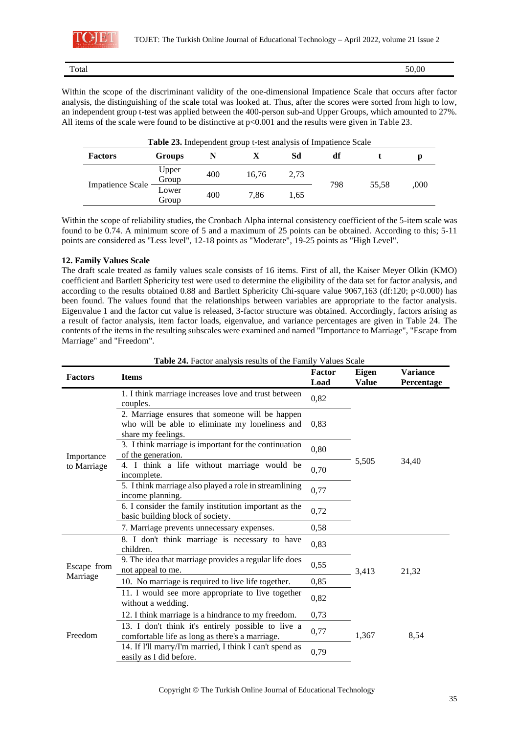| Total | 50,00 |
|---|---|

Within the scope of the discriminant validity of the one-dimensional Impatience Scale that occurs after factor analysis, the distinguishing of the scale total was looked at. Thus, after the scores were sorted from high to low, an independent group t-test was applied between the 400-person sub-and Upper Groups, which amounted to 27%. All items of the scale were found to be distinctive at p<0.001 and the results were given in Table 23.

**Table 23.** Independent group t-test analysis of Impatience Scale

| Factors | Groups | N | X | Sd | df | t | p |
|---|---|---|---|---|---|---|---|
| Impatience Scale | Upper Group | 400 | 16,76 | 2,73 | 798 | 55,58 | ,000 |
| | Lower Group | 400 | 7,86 | 1,65 | | | |

Within the scope of reliability studies, the Cronbach Alpha internal consistency coefficient of the 5-item scale was found to be 0.74. A minimum score of 5 and a maximum of 25 points can be obtained. According to this; 5-11 points are considered as "Less level", 12-18 points as "Moderate", 19-25 points as "High Level".

**12. Family Values Scale**

The draft scale treated as family values scale consists of 16 items. First of all, the Kaiser Meyer Olkin (KMO) coefficient and Bartlett Sphericity test were used to determine the eligibility of the data set for factor analysis, and according to the results obtained 0.88 and Bartlett Sphericity Chi-square value 9067,163 (df:120; p<0.000) has been found. The values found that the relationships between variables are appropriate to the factor analysis. Eigenvalue 1 and the factor cut value is released, 3-factor structure was obtained. Accordingly, factors arising as a result of factor analysis, item factor loads, eigenvalue, and variance percentages are given in Table 24. The contents of the items in the resulting subscales were examined and named "Importance to Marriage", "Escape from Marriage" and "Freedom".

**Table 24.** Factor analysis results of the Family Values Scale

| Factors | Items | Factor Load | Eigen Value | Variance Percentage |
|---|---|---|---|---|
| Importance to Marriage | 1. I think marriage increases love and trust between couples. | 0,82 | 5,505 | 34,40 |
| | 2. Marriage ensures that someone will be happen who will be able to eliminate my loneliness and share my feelings. | 0,83 | | |
| | 3. I think marriage is important for the continuation of the generation. | 0,80 | | |
| | 4. I think a life without marriage would be incomplete. | 0,70 | | |
| | 5. I think marriage also played a role in streamlining income planning. | 0,77 | | |
| | 6. I consider the family institution important as the basic building block of society. | 0,72 | | |
| | 7. Marriage prevents unnecessary expenses. | 0,58 | | |
| Escape from Marriage | 8. I don't think marriage is necessary to have children. | 0,83 | 3,413 | 21,32 |
| | 9. The idea that marriage provides a regular life does not appeal to me. | 0,55 | | |
| | 10. No marriage is required to live life together. | 0,85 | | |
| | 11. I would see more appropriate to live together without a wedding. | 0,82 | | |
| Freedom | 12. I think marriage is a hindrance to my freedom. | 0,73 | 1,367 | 8,54 |
| | 13. I don't think it's entirely possible to live a comfortable life as long as there's a marriage. | 0,77 | | |
| | 14. If I'll marry/I'm married, I think I can't spend as easily as I did before. | 0,79 | | |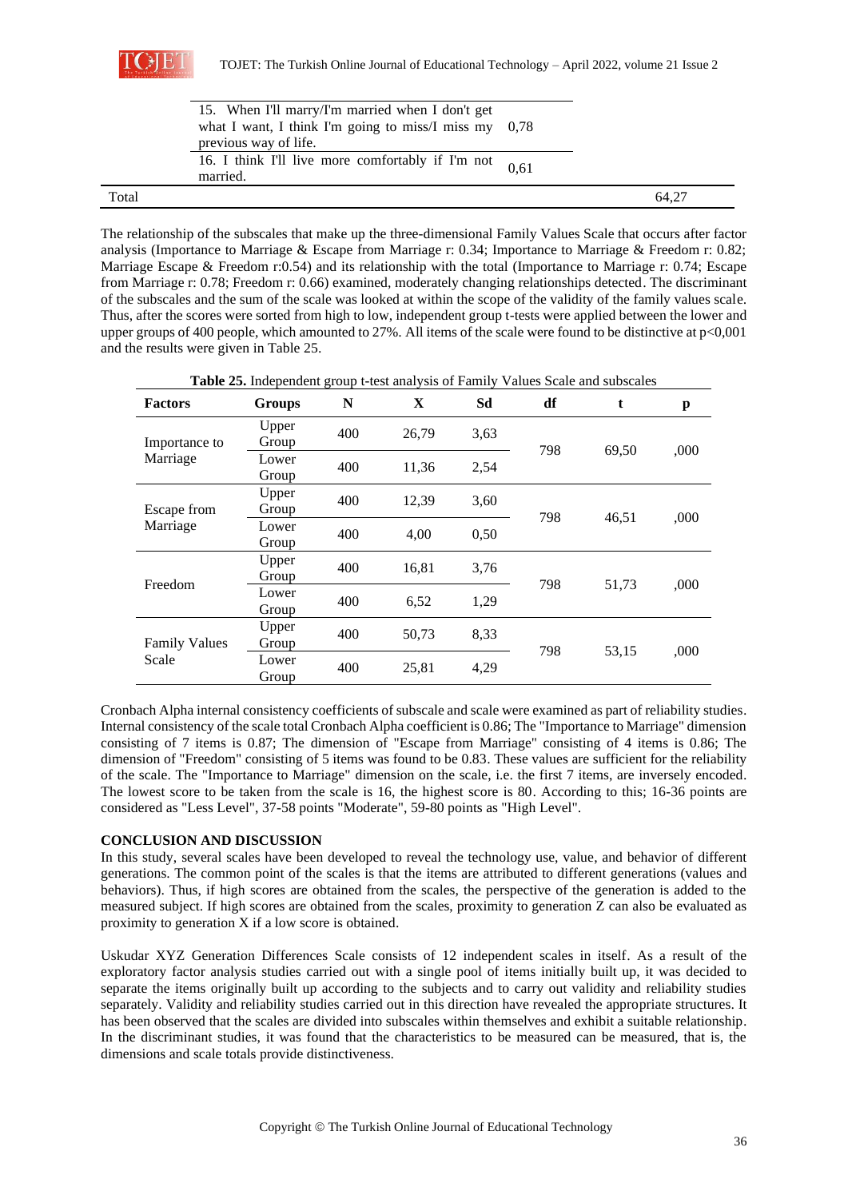| | | |
|---|---|---|
| | 15. When I'll marry/I'm married when I don't get what I want, I think I'm going to miss/I miss my previous way of life. | 0,78 |
| | 16. I think I'll live more comfortably if I'm not married. | 0,61 |
| Total | | 64,27 |

The relationship of the subscales that make up the three-dimensional Family Values Scale that occurs after factor analysis (Importance to Marriage & Escape from Marriage r: 0.34; Importance to Marriage & Freedom r: 0.82; Marriage Escape & Freedom r:0.54) and its relationship with the total (Importance to Marriage r: 0.74; Escape from Marriage r: 0.78; Freedom r: 0.66) examined, moderately changing relationships detected. The discriminant of the subscales and the sum of the scale was looked at within the scope of the validity of the family values scale. Thus, after the scores were sorted from high to low, independent group t-tests were applied between the lower and upper groups of 400 people, which amounted to 27%. All items of the scale were found to be distinctive at $p<0,001$ and the results were given in Table 25.

**Table 25.** Independent group t-test analysis of Family Values Scale and subscales

| Factors | Groups | N | X | Sd | df | t | p |
|---|---|---|---|---|---|---|---|
| Importance to Marriage | Upper Group | 400 | 26,79 | 3,63 | 798 | 69,50 | ,000 |
| | Lower Group | 400 | 11,36 | 2,54 | | | |
| Escape from Marriage | Upper Group | 400 | 12,39 | 3,60 | 798 | 46,51 | ,000 |
| | Lower Group | 400 | 4,00 | 0,50 | | | |
| Freedom | Upper Group | 400 | 16,81 | 3,76 | 798 | 51,73 | ,000 |
| | Lower Group | 400 | 6,52 | 1,29 | | | |
| Family Values Scale | Upper Group | 400 | 50,73 | 8,33 | 798 | 53,15 | ,000 |
| | Lower Group | 400 | 25,81 | 4,29 | | | |

Cronbach Alpha internal consistency coefficients of subscale and scale were examined as part of reliability studies. Internal consistency of the scale total Cronbach Alpha coefficient is 0.86; The "Importance to Marriage" dimension consisting of 7 items is 0.87; The dimension of "Escape from Marriage" consisting of 4 items is 0.86; The dimension of "Freedom" consisting of 5 items was found to be 0.83. These values are sufficient for the reliability of the scale. The "Importance to Marriage" dimension on the scale, i.e. the first 7 items, are inversely encoded. The lowest score to be taken from the scale is 16, the highest score is 80. According to this; 16-36 points are considered as "Less Level", 37-58 points "Moderate", 59-80 points as "High Level".

## CONCLUSION AND DISCUSSION

In this study, several scales have been developed to reveal the technology use, value, and behavior of different generations. The common point of the scales is that the items are attributed to different generations (values and behaviors). Thus, if high scores are obtained from the scales, the perspective of the generation is added to the measured subject. If high scores are obtained from the scales, proximity to generation Z can also be evaluated as proximity to generation X if a low score is obtained.

Uskudar XYZ Generation Differences Scale consists of 12 independent scales in itself. As a result of the exploratory factor analysis studies carried out with a single pool of items initially built up, it was decided to separate the items originally built up according to the subjects and to carry out validity and reliability studies separately. Validity and reliability studies carried out in this direction have revealed the appropriate structures. It has been observed that the scales are divided into subscales within themselves and exhibit a suitable relationship. In the discriminant studies, it was found that the characteristics to be measured can be measured, that is, the dimensions and scale totals provide distinctiveness.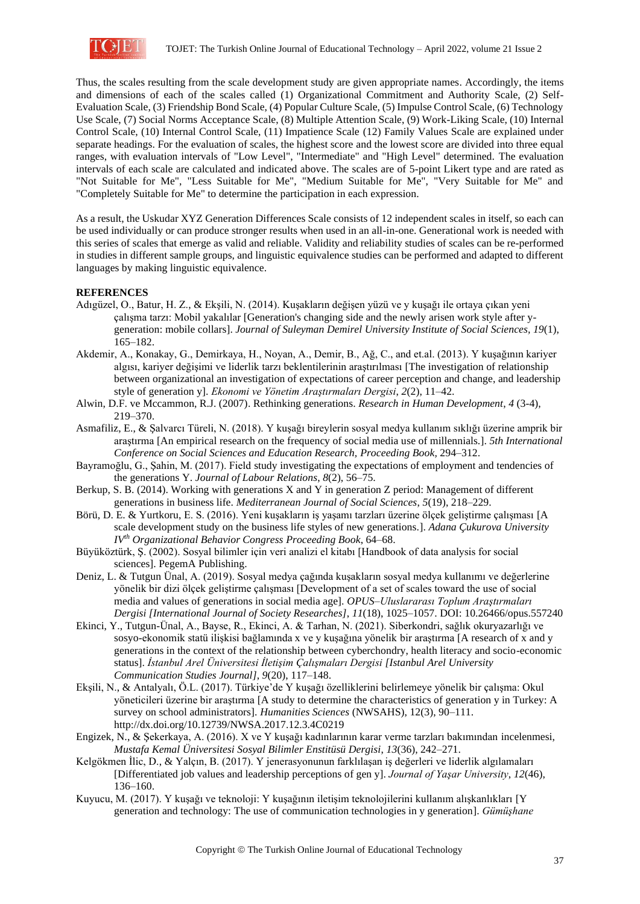Thus, the scales resulting from the scale development study are given appropriate names. Accordingly, the items and dimensions of each of the scales called (1) Organizational Commitment and Authority Scale, (2) Self-Evaluation Scale, (3) Friendship Bond Scale, (4) Popular Culture Scale, (5) Impulse Control Scale, (6) Technology Use Scale, (7) Social Norms Acceptance Scale, (8) Multiple Attention Scale, (9) Work-Liking Scale, (10) Internal Control Scale, (10) Internal Control Scale, (11) Impatience Scale (12) Family Values Scale are explained under separate headings. For the evaluation of scales, the highest score and the lowest score are divided into three equal ranges, with evaluation intervals of "Low Level", "Intermediate" and "High Level" determined. The evaluation intervals of each scale are calculated and indicated above. The scales are of 5-point Likert type and are rated as "Not Suitable for Me", "Less Suitable for Me", "Medium Suitable for Me", "Very Suitable for Me" and "Completely Suitable for Me" to determine the participation in each expression.

As a result, the Uskudar XYZ Generation Differences Scale consists of 12 independent scales in itself, so each can be used individually or can produce stronger results when used in an all-in-one. Generational work is needed with this series of scales that emerge as valid and reliable. Validity and reliability studies of scales can be re-performed in studies in different sample groups, and linguistic equivalence studies can be performed and adapted to different languages by making linguistic equivalence.

**REFERENCES**

Adıgüzel, O., Batur, H. Z., & Ekşili, N. (2014). Kuşakların değişen yüzü ve y kuşağı ile ortaya çıkan yeni çalışma tarzı: Mobil yakalılar [Generation's changing side and the newly arisen work style after y-generation: mobile collars]. *Journal of Suleyman Demirel University Institute of Social Sciences*, *19*(1), 165–182.

Akdemir, A., Konakay, G., Demirkaya, H., Noyan, A., Demir, B., Ağ, C., and et.al. (2013). Y kuşağının kariyer algısı, kariyer değişimi ve liderlik tarzı beklentilerinin araştırılması [The investigation of relationship between organizational an investigation of expectations of career perception and change, and leadership style of generation y]. *Ekonomi ve Yönetim Araştırmaları Dergisi*, *2*(2), 11–42.

Alwin, D.F. ve Mccammon, R.J. (2007). Rethinking generations. *Research in Human Development*, *4* (3-4), 219–370.

Asmafiliz, E., & Şalvarcı Türeli, N. (2018). Y kuşağı bireylerin sosyal medya kullanım sıklığı üzerine amprik bir araştırma [An empirical research on the frequency of social media use of millennials.]. *5th International Conference on Social Sciences and Education Research, Proceeding Book*, 294–312.

Bayramoğlu, G., Şahin, M. (2017). Field study investigating the expectations of employment and tendencies of the generations Y. *Journal of Labour Relations*, *8*(2), 56–75.

Berkup, S. B. (2014). Working with generations X and Y in generation Z period: Management of different generations in business life. *Mediterranean Journal of Social Sciences*, *5*(19), 218–229.

Börü, D. E. & Yurtkoru, E. S. (2016). Yeni kuşakların iş yaşamı tarzları üzerine ölçek geliştirme çalışması [A scale development study on the business life styles of new generations.]. *Adana Çukurova University IVth Organizational Behavior Congress Proceeding Book*, 64–68.

Büyüköztürk, Ş. (2002). Sosyal bilimler için veri analizi el kitabı [Handbook of data analysis for social sciences]. PegemA Publishing.

Deniz, L. & Tutgun Ünal, A. (2019). Sosyal medya çağında kuşakların sosyal medya kullanımı ve değerlerine yönelik bir dizi ölçek geliştirme çalışması [Development of a set of scales toward the use of social media and values of generations in social media age]. *OPUS–Uluslararası Toplum Araştırmaları Dergisi [International Journal of Society Researches]*, *11*(18), 1025–1057. DOI: 10.26466/opus.557240

Ekinci, Y., Tutgun-Ünal, A., Bayse, R., Ekinci, A. & Tarhan, N. (2021). Siberkondri, sağlık okuryazarlığı ve sosyo-ekonomik statü ilişkisi bağlamında x ve y kuşağına yönelik bir araştırma [A research of x and y generations in the context of the relationship between cyberchondry, health literacy and socio-economic status]. *İstanbul Arel Üniversitesi İletişim Çalışmaları Dergisi [Istanbul Arel University Communication Studies Journal]*, *9*(20), 117–148.

Ekşili, N., & Antalyalı, Ö.L. (2017). Türkiye'de Y kuşağı özelliklerini belirlemeye yönelik bir çalışma: Okul yöneticileri üzerine bir araştırma [A study to determine the characteristics of generation y in Turkey: A survey on school administrators]. *Humanities Sciences* (NWSAHS), 12(3), 90–111. http://dx.doi.org/10.12739/NWSA.2017.12.3.4C0219

Engizek, N., & Şekerkaya, A. (2016). X ve Y kuşağı kadınlarının karar verme tarzları bakımından incelenmesi, *Mustafa Kemal Üniversitesi Sosyal Bilimler Enstitüsü Dergisi*, *13*(36), 242–271.

Kelgökmen İlic, D., & Yalçın, B. (2017). Y jenerasyonunun farklılaşan iş değerleri ve liderlik algılamaları [Differentiated job values and leadership perceptions of gen y]. *Journal of Yaşar University*, *12*(46), 136–160.

Kuyucu, M. (2017). Y kuşağı ve teknoloji: Y kuşağının iletişim teknolojilerini kullanım alışkanlıkları [Y generation and technology: The use of communication technologies in y generation]. *Gümüşhane*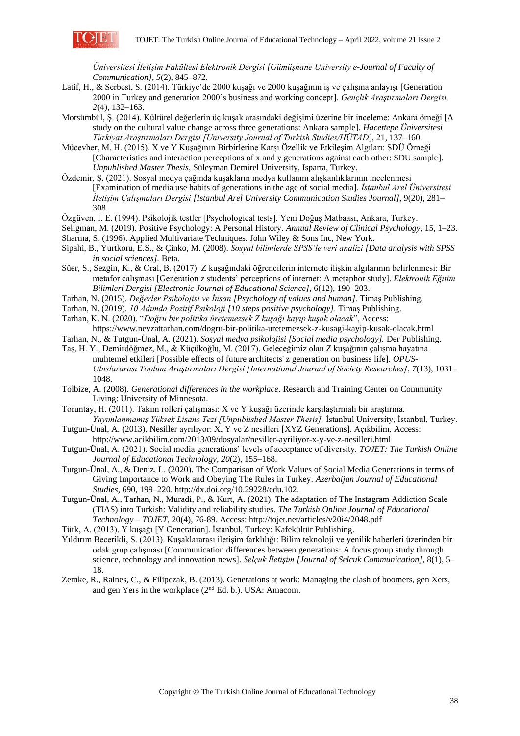*Üniversitesi İletişim Fakültesi Elektronik Dergisi [Gümüşhane University e-Journal of Faculty of Communication]*, *5*(2), 845–872.

Latif, H., & Serbest, S. (2014). Türkiye'de 2000 kuşağı ve 2000 kuşağının iş ve çalışma anlayışı [Generation 2000 in Turkey and generation 2000's business and working concept]. *Gençlik Araştırmaları Dergisi, 2*(4), 132–163.

Morsümbül, Ş. (2014). Kültürel değerlerin üç kuşak arasındaki değişimi üzerine bir inceleme: Ankara örneği [A study on the cultural value change across three generations: Ankara sample]. *Hacettepe Üniversitesi Türkiyat Araştırmaları Dergisi [University Journal of Turkish Studies/HÜTAD*], 21, 137–160.

Mücevher, M. H. (2015). X ve Y Kuşağının Birbirlerine Karşı Özellik ve Etkileşim Algıları: SDÜ Örneği [Characteristics and interaction perceptions of x and y generations against each other: SDU sample]. *Unpublished Master Thesis*, Süleyman Demirel University, Isparta, Turkey.

Özdemir, Ş. (2021). Sosyal medya çağında kuşakların medya kullanım alışkanlıklarının incelenmesi [Examination of media use habits of generations in the age of social media]. *İstanbul Arel Üniversitesi İletişim Çalışmaları Dergisi [Istanbul Arel University Communication Studies Journal]*, 9(20), 281–308.

Özgüven, İ. E. (1994). Psikolojik testler [Psychological tests]. Yeni Doğuş Matbaası, Ankara, Turkey.

Seligman, M. (2019). Positive Psychology: A Personal History. *Annual Review of Clinical Psychology*, 15, 1–23.

Sharma, S. (1996). Applied Multivariate Techniques. John Wiley & Sons Inc, New York.

Sipahi, B., Yurtkoru, E.S., & Çinko, M. (2008). *Sosyal bilimlerde SPSS'le veri analizi [Data analysis with SPSS in social sciences].* Beta.

Süer, S., Sezgin, K., & Oral, B. (2017). Z kuşağındaki öğrencilerin internete ilişkin algılarının belirlenmesi: Bir metafor çalışması [Generation z students' perceptions of internet: A metaphor study]. *Elektronik Eğitim Bilimleri Dergisi [Electronic Journal of Educational Science]*, 6(12), 190–203.

Tarhan, N. (2015). *Değerler Psikolojisi ve İnsan [Psychology of values and human]*. Timaş Publishing.

Tarhan, N. (2019). *10 Adımda Pozitif Psikoloji [10 steps positive psychology]*. Timaş Publishing.

Tarhan, K. N. (2020). "*Doğru bir politika üretemezsek Z kuşağı kayıp kuşak olacak*", Access: https://www.nevzattarhan.com/dogru-bir-politika-uretemezsek-z-kusagi-kayip-kusak-olacak.html

Tarhan, N., & Tutgun-Ünal, A. (2021). *Sosyal medya psikolojisi [Social media psychology].* Der Publishing.

Taş, H. Y., Demirdöğmez, M., & Küçükoğlu, M. (2017). Geleceğimiz olan Z kuşağının çalışma hayatına muhtemel etkileri [Possible effects of future architects' z generation on business life]. *OPUS-Uluslararası Toplum Araştırmaları Dergisi [International Journal of Society Researches]*, *7*(13), 1031–1048.

Tolbize, A. (2008). *Generational differences in the workplace*. Research and Training Center on Community Living: University of Minnesota.

Toruntay, H. (2011). Takım rolleri çalışması: X ve Y kuşağı üzerinde karşılaştırmalı bir araştırma. *Yayımlanmamış Yüksek Lisans Tezi [Unpublished Master Thesis],* İstanbul University, İstanbul, Turkey.

Tutgun-Ünal, A. (2013). Nesiller ayrılıyor: X, Y ve Z nesilleri [XYZ Generations]. Açıkbilim, Access: http://www.acikbilim.com/2013/09/dosyalar/nesiller-ayriliyor-x-y-ve-z-nesilleri.html

Tutgun-Ünal, A. (2021). Social media generations' levels of acceptance of diversity. *TOJET: The Turkish Online Journal of Educational Technology*, *20*(2), 155–168.

Tutgun-Ünal, A., & Deniz, L. (2020). The Comparison of Work Values of Social Media Generations in terms of Giving Importance to Work and Obeying The Rules in Turkey. *Azerbaijan Journal of Educational Studies*, 690, 199–220. http://dx.doi.org/10.29228/edu.102.

Tutgun-Ünal, A., Tarhan, N., Muradi, P., & Kurt, A. (2021). The adaptation of The Instagram Addiction Scale (TIAS) into Turkish: Validity and reliability studies. *The Turkish Online Journal of Educational Technology – TOJET*, 20(4), 76-89. Access: http://tojet.net/articles/v20i4/2048.pdf

Türk, A. (2013). Y kuşağı [Y Generation]. İstanbul, Turkey: Kafekültür Publishing.

Yıldırım Becerikli, S. (2013). Kuşaklararası iletişim farklılığı: Bilim teknoloji ve yenilik haberleri üzerinden bir odak grup çalışması [Communication differences between generations: A focus group study through science, technology and innovation news]. *Selçuk İletişim [Journal of Selcuk Communication]*, 8(1), 5–18.

Zemke, R., Raines, C., & Filipczak, B. (2013). Generations at work: Managing the clash of boomers, gen Xers, and gen Yers in the workplace (2nd Ed. b.). USA: Amacom.